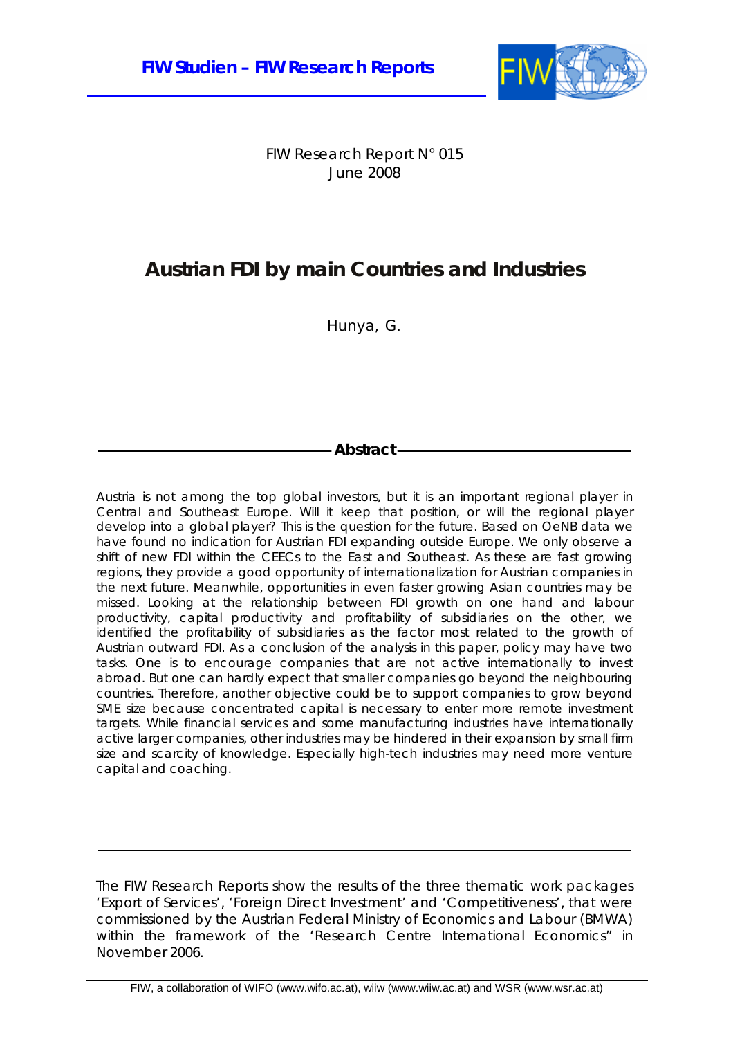**FIW Studien – FIW Research Reports**

FIW Research Report N° 015
June 2008

# Austrian FDI by main Countries and Industries

Hunya, G.

## Abstract

Austria is not among the top global investors, but it is an important regional player in Central and Southeast Europe. Will it keep that position, or will the regional player develop into a global player? This is the question for the future. Based on OeNB data we have found no indication for Austrian FDI expanding outside Europe. We only observe a shift of new FDI within the CEECs to the East and Southeast. As these are fast growing regions, they provide a good opportunity of internationalization for Austrian companies in the next future. Meanwhile, opportunities in even faster growing Asian countries may be missed. Looking at the relationship between FDI growth on one hand and labour productivity, capital productivity and profitability of subsidiaries on the other, we identified the profitability of subsidiaries as the factor most related to the growth of Austrian outward FDI. As a conclusion of the analysis in this paper, policy may have two tasks. One is to encourage companies that are not active internationally to invest abroad. But one can hardly expect that smaller companies go beyond the neighbouring countries. Therefore, another objective could be to support companies to grow beyond SME size because concentrated capital is necessary to enter more remote investment targets. While financial services and some manufacturing industries have internationally active larger companies, other industries may be hindered in their expansion by small firm size and scarcity of knowledge. Especially high-tech industries may need more venture capital and coaching.

---

The FIW Research Reports show the results of the three thematic work packages 'Export of Services', 'Foreign Direct Investment' and 'Competitiveness', that were commissioned by the Austrian Federal Ministry of Economics and Labour (BMWA) within the framework of the 'Research Centre International Economics" in November 2006.

FIW, a collaboration of WIFO (www.wifo.ac.at), wiiw (www.wiiw.ac.at) and WSR (www.wsr.ac.at)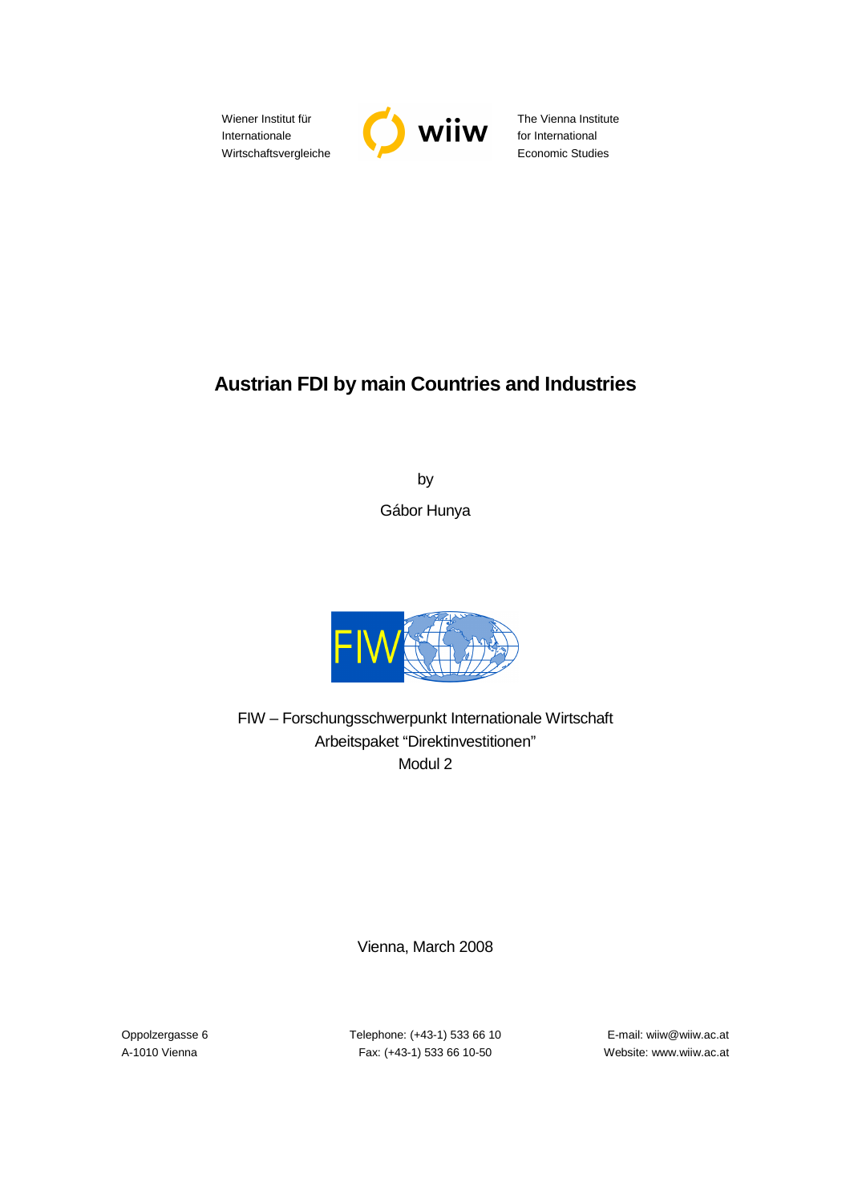Wiener Institut für Internationale Wirtschaftsvergleiche

The Vienna Institute for International Economic Studies

# Austrian FDI by main Countries and Industries

by

Gábor Hunya

FIW – Forschungsschwerpunkt Internationale Wirtschaft
Arbeitspaket "Direktinvestitionen"
Modul 2

Vienna, March 2008

Oppolzergasse 6
A-1010 Vienna

Telephone: (+43-1) 533 66 10
Fax: (+43-1) 533 66 10-50

E-mail: wiiw@wiiw.ac.at
Website: www.wiiw.ac.at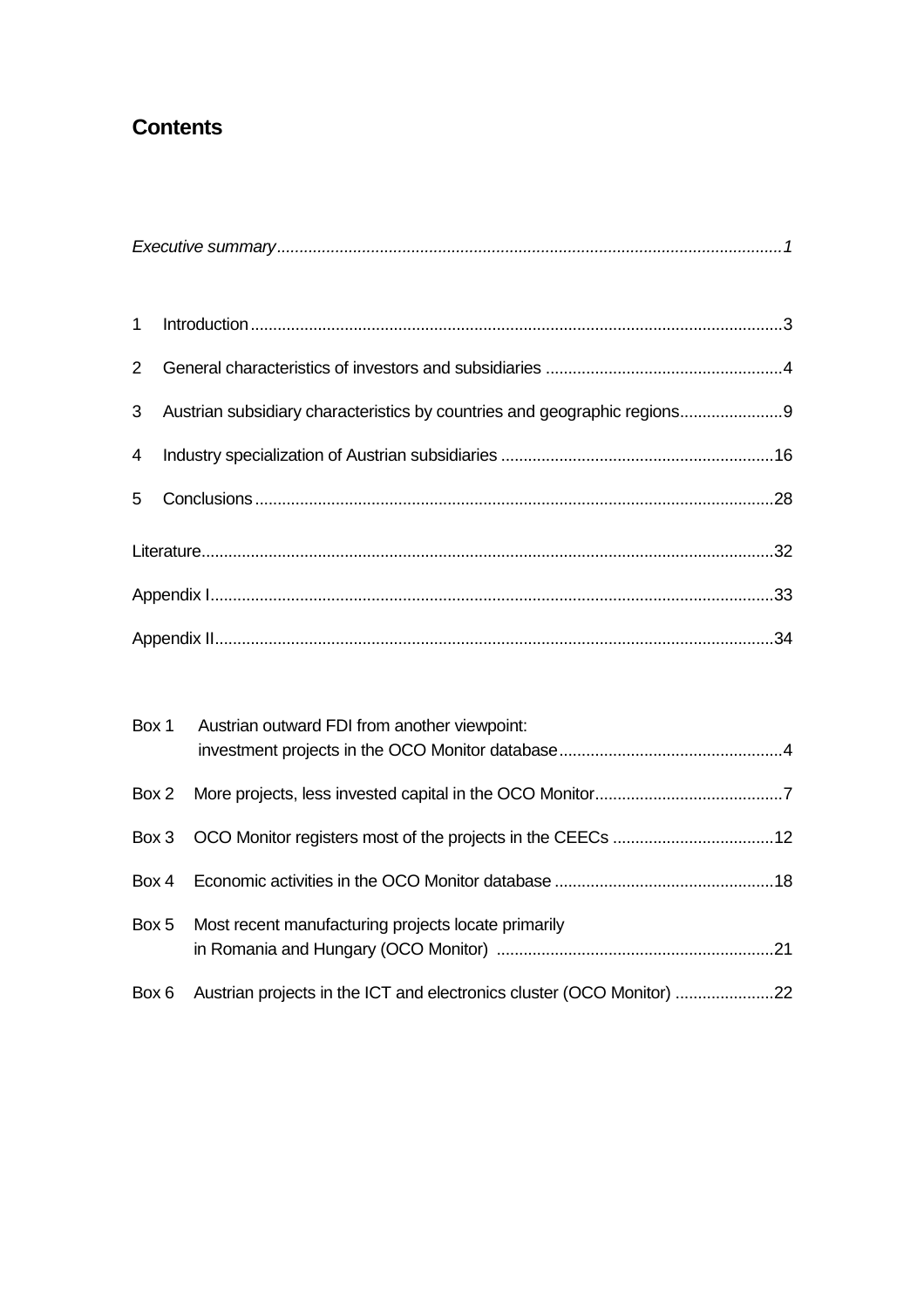## Contents

*Executive summary ................................................................................................................1*

1 Introduction ......................................................................................................................3

2 General characteristics of investors and subsidiaries .....................................................4

3 Austrian subsidiary characteristics by countries and geographic regions.......................9

4 Industry specialization of Austrian subsidiaries .............................................................16

5 Conclusions ....................................................................................................................28

Literature...............................................................................................................................32

Appendix I.............................................................................................................................33

Appendix II............................................................................................................................34

Box 1 Austrian outward FDI from another viewpoint: investment projects in the OCO Monitor database..................................................4

Box 2 More projects, less invested capital in the OCO Monitor..........................................7

Box 3 OCO Monitor registers most of the projects in the CEECs ....................................12

Box 4 Economic activities in the OCO Monitor database .................................................18

Box 5 Most recent manufacturing projects locate primarily in Romania and Hungary (OCO Monitor) ..............................................................21

Box 6 Austrian projects in the ICT and electronics cluster (OCO Monitor) ......................22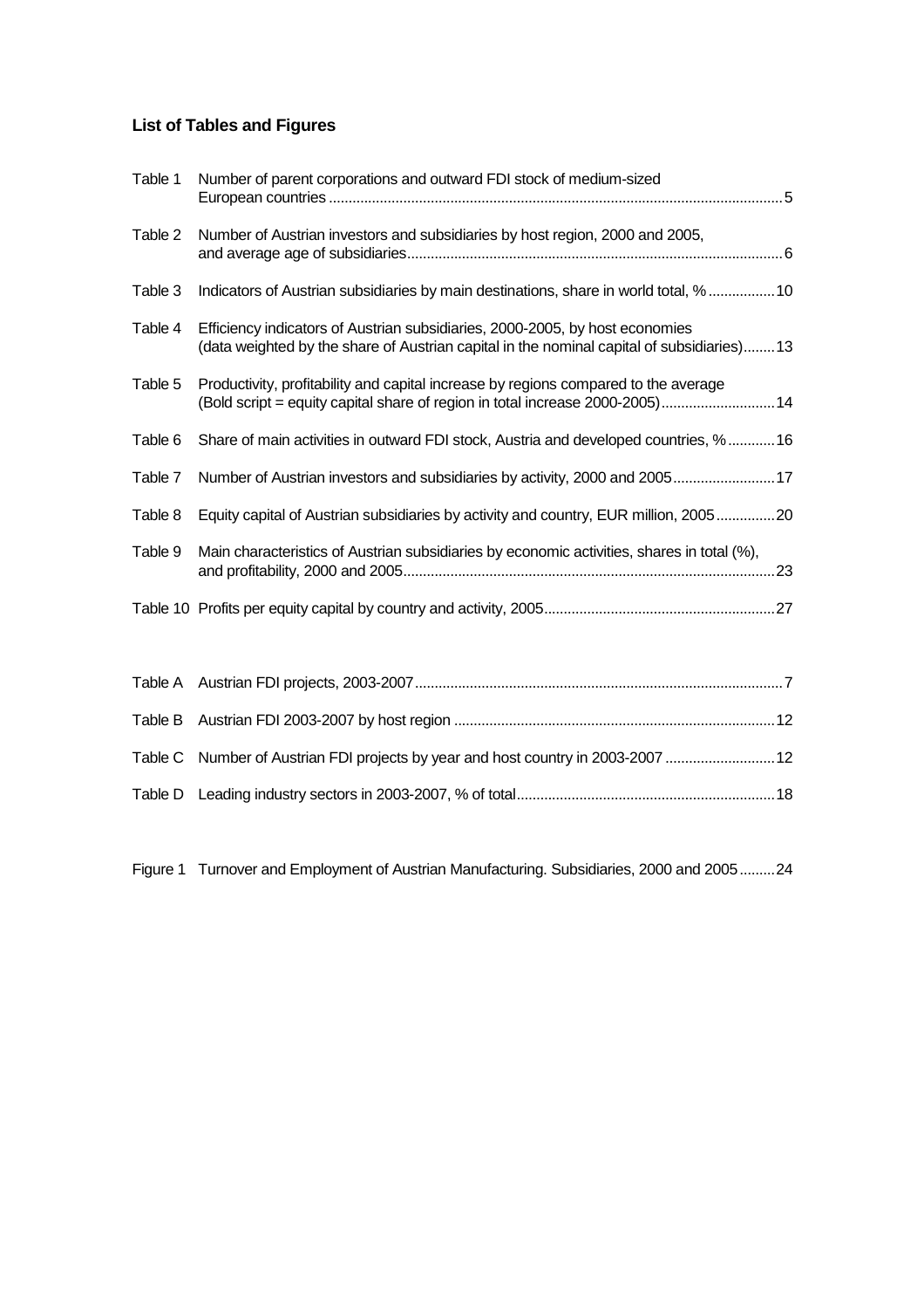## List of Tables and Figures

| | | |
|---|---|---|
| Table 1 | Number of parent corporations and outward FDI stock of medium-sized European countries | 5 |
| Table 2 | Number of Austrian investors and subsidiaries by host region, 2000 and 2005, and average age of subsidiaries | 6 |
| Table 3 | Indicators of Austrian subsidiaries by main destinations, share in world total, % | 10 |
| Table 4 | Efficiency indicators of Austrian subsidiaries, 2000-2005, by host economies (data weighted by the share of Austrian capital in the nominal capital of subsidiaries) | 13 |
| Table 5 | Productivity, profitability and capital increase by regions compared to the average (Bold script = equity capital share of region in total increase 2000-2005) | 14 |
| Table 6 | Share of main activities in outward FDI stock, Austria and developed countries, % | 16 |
| Table 7 | Number of Austrian investors and subsidiaries by activity, 2000 and 2005 | 17 |
| Table 8 | Equity capital of Austrian subsidiaries by activity and country, EUR million, 2005 | 20 |
| Table 9 | Main characteristics of Austrian subsidiaries by economic activities, shares in total (%), and profitability, 2000 and 2005 | 23 |
| Table 10 | Profits per equity capital by country and activity, 2005 | 27 |

| | | |
|---|---|---|
| Table A | Austrian FDI projects, 2003-2007 | 7 |
| Table B | Austrian FDI 2003-2007 by host region | 12 |
| Table C | Number of Austrian FDI projects by year and host country in 2003-2007 | 12 |
| Table D | Leading industry sectors in 2003-2007, % of total | 18 |

| | | |
|---|---|---|
| Figure 1 | Turnover and Employment of Austrian Manufacturing. Subsidiaries, 2000 and 2005 | 24 |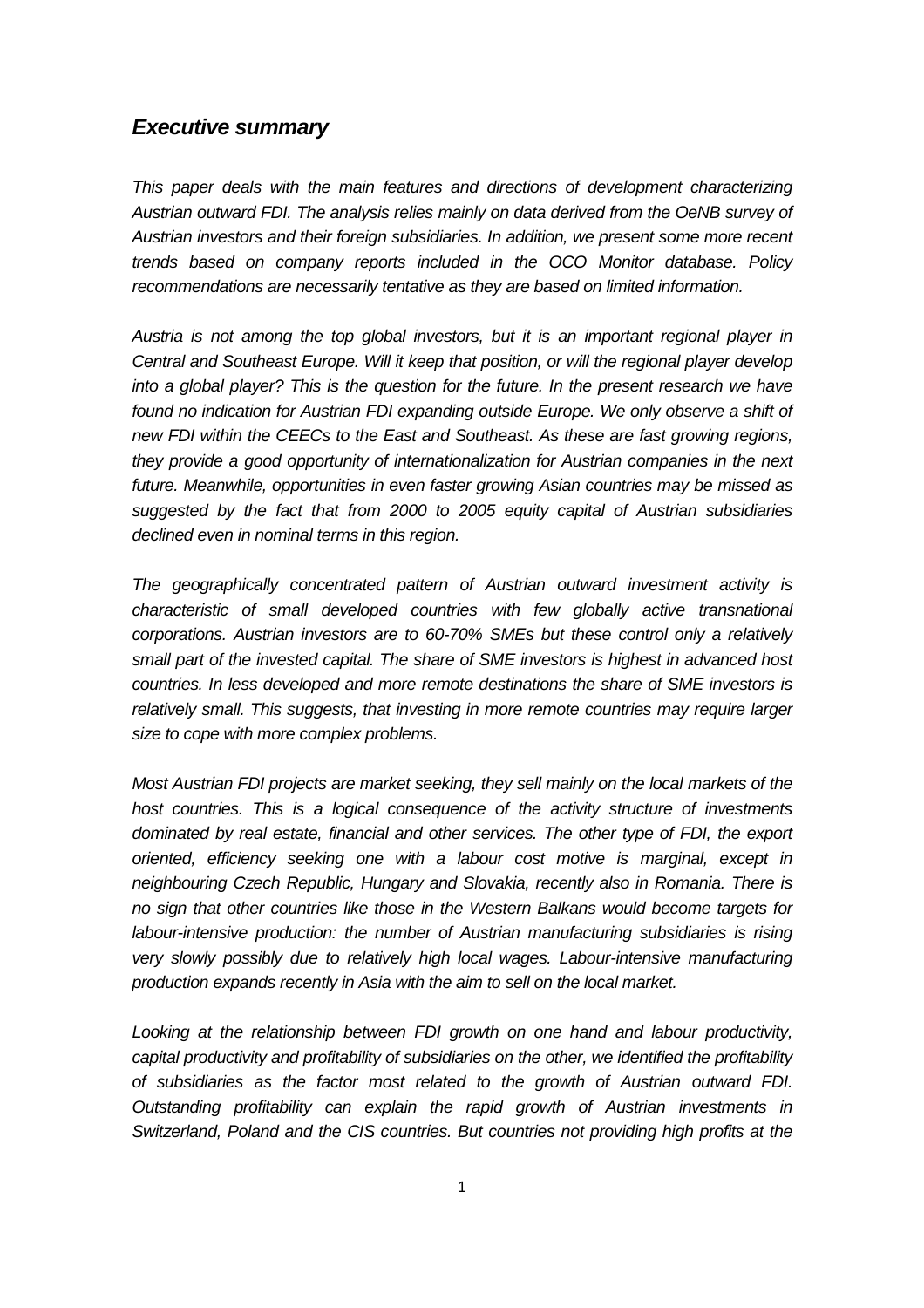## *Executive summary*

*This paper deals with the main features and directions of development characterizing Austrian outward FDI. The analysis relies mainly on data derived from the OeNB survey of Austrian investors and their foreign subsidiaries. In addition, we present some more recent trends based on company reports included in the OCO Monitor database. Policy recommendations are necessarily tentative as they are based on limited information.*

*Austria is not among the top global investors, but it is an important regional player in Central and Southeast Europe. Will it keep that position, or will the regional player develop into a global player? This is the question for the future. In the present research we have found no indication for Austrian FDI expanding outside Europe. We only observe a shift of new FDI within the CEECs to the East and Southeast. As these are fast growing regions, they provide a good opportunity of internationalization for Austrian companies in the next future. Meanwhile, opportunities in even faster growing Asian countries may be missed as suggested by the fact that from 2000 to 2005 equity capital of Austrian subsidiaries declined even in nominal terms in this region.*

*The geographically concentrated pattern of Austrian outward investment activity is characteristic of small developed countries with few globally active transnational corporations. Austrian investors are to 60-70% SMEs but these control only a relatively small part of the invested capital. The share of SME investors is highest in advanced host countries. In less developed and more remote destinations the share of SME investors is relatively small. This suggests, that investing in more remote countries may require larger size to cope with more complex problems.*

*Most Austrian FDI projects are market seeking, they sell mainly on the local markets of the host countries. This is a logical consequence of the activity structure of investments dominated by real estate, financial and other services. The other type of FDI, the export oriented, efficiency seeking one with a labour cost motive is marginal, except in neighbouring Czech Republic, Hungary and Slovakia, recently also in Romania. There is no sign that other countries like those in the Western Balkans would become targets for labour-intensive production: the number of Austrian manufacturing subsidiaries is rising very slowly possibly due to relatively high local wages. Labour-intensive manufacturing production expands recently in Asia with the aim to sell on the local market.*

*Looking at the relationship between FDI growth on one hand and labour productivity, capital productivity and profitability of subsidiaries on the other, we identified the profitability of subsidiaries as the factor most related to the growth of Austrian outward FDI. Outstanding profitability can explain the rapid growth of Austrian investments in Switzerland, Poland and the CIS countries. But countries not providing high profits at the*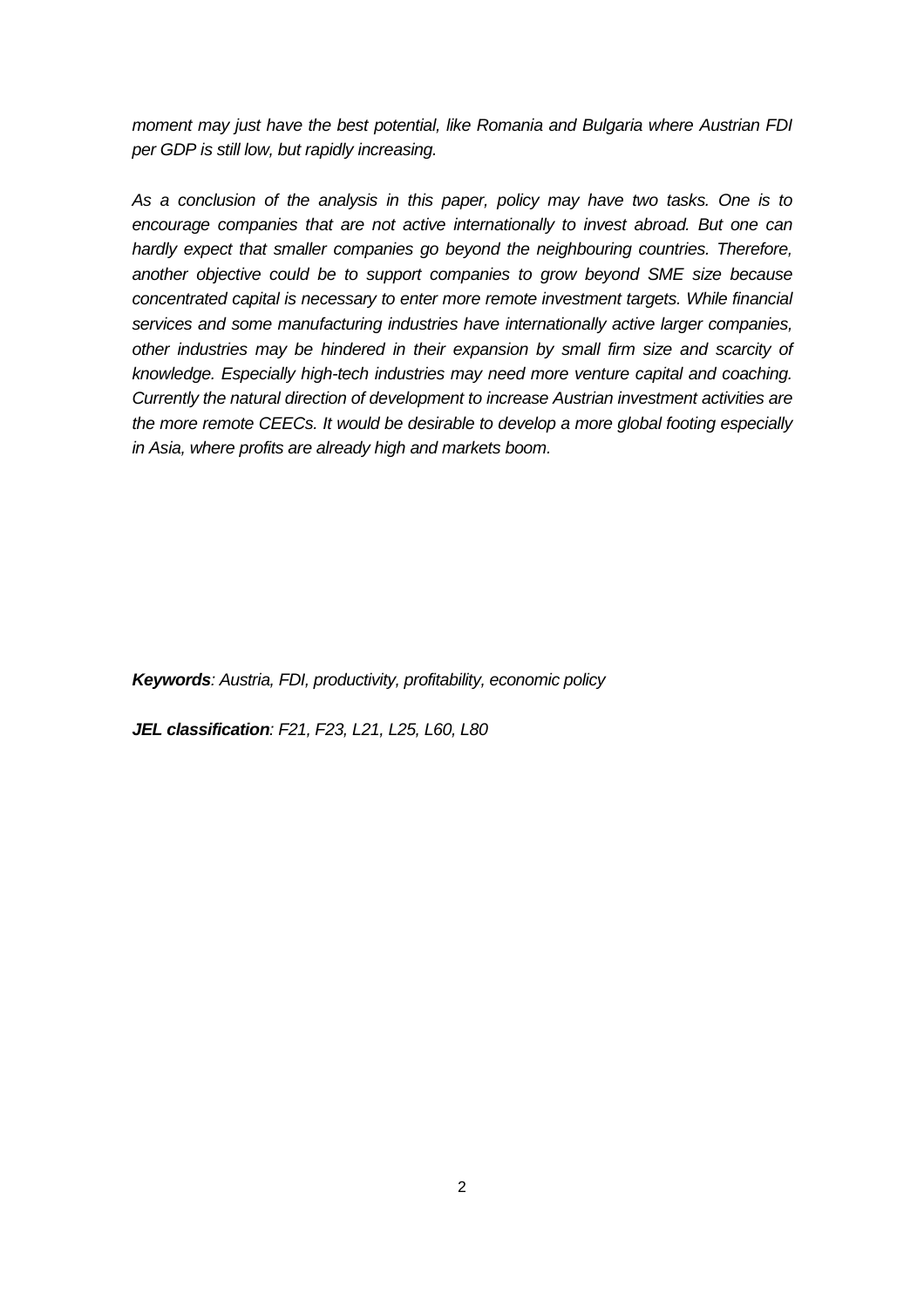*moment may just have the best potential, like Romania and Bulgaria where Austrian FDI per GDP is still low, but rapidly increasing.*

*As a conclusion of the analysis in this paper, policy may have two tasks. One is to encourage companies that are not active internationally to invest abroad. But one can hardly expect that smaller companies go beyond the neighbouring countries. Therefore, another objective could be to support companies to grow beyond SME size because concentrated capital is necessary to enter more remote investment targets. While financial services and some manufacturing industries have internationally active larger companies, other industries may be hindered in their expansion by small firm size and scarcity of knowledge. Especially high-tech industries may need more venture capital and coaching. Currently the natural direction of development to increase Austrian investment activities are the more remote CEECs. It would be desirable to develop a more global footing especially in Asia, where profits are already high and markets boom.*

***Keywords**: Austria, FDI, productivity, profitability, economic policy*

***JEL classification**: F21, F23, L21, L25, L60, L80*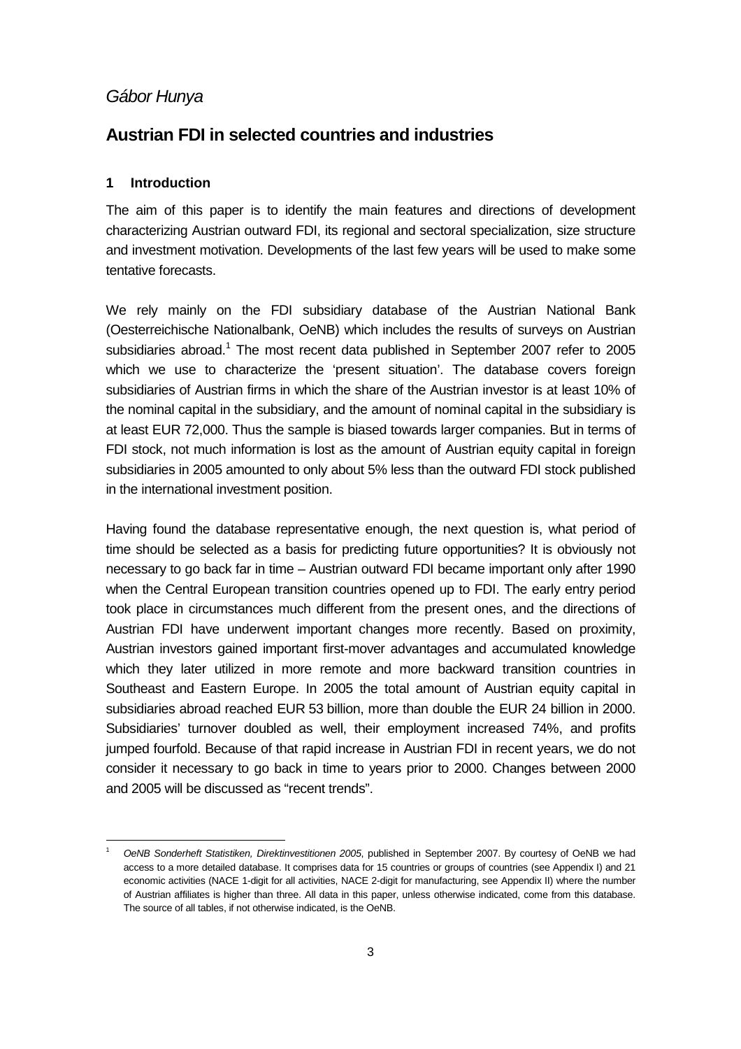*Gábor Hunya*

# Austrian FDI in selected countries and industries

## 1 Introduction

The aim of this paper is to identify the main features and directions of development characterizing Austrian outward FDI, its regional and sectoral specialization, size structure and investment motivation. Developments of the last few years will be used to make some tentative forecasts.

We rely mainly on the FDI subsidiary database of the Austrian National Bank (Oesterreichische Nationalbank, OeNB) which includes the results of surveys on Austrian subsidiaries abroad.[1] The most recent data published in September 2007 refer to 2005 which we use to characterize the 'present situation'. The database covers foreign subsidiaries of Austrian firms in which the share of the Austrian investor is at least 10% of the nominal capital in the subsidiary, and the amount of nominal capital in the subsidiary is at least EUR 72,000. Thus the sample is biased towards larger companies. But in terms of FDI stock, not much information is lost as the amount of Austrian equity capital in foreign subsidiaries in 2005 amounted to only about 5% less than the outward FDI stock published in the international investment position.

Having found the database representative enough, the next question is, what period of time should be selected as a basis for predicting future opportunities? It is obviously not necessary to go back far in time – Austrian outward FDI became important only after 1990 when the Central European transition countries opened up to FDI. The early entry period took place in circumstances much different from the present ones, and the directions of Austrian FDI have underwent important changes more recently. Based on proximity, Austrian investors gained important first-mover advantages and accumulated knowledge which they later utilized in more remote and more backward transition countries in Southeast and Eastern Europe. In 2005 the total amount of Austrian equity capital in subsidiaries abroad reached EUR 53 billion, more than double the EUR 24 billion in 2000. Subsidiaries' turnover doubled as well, their employment increased 74%, and profits jumped fourfold. Because of that rapid increase in Austrian FDI in recent years, we do not consider it necessary to go back in time to years prior to 2000. Changes between 2000 and 2005 will be discussed as "recent trends".

[1] *OeNB Sonderheft Statistiken, Direktinvestitionen 2005,* published in September 2007. By courtesy of OeNB we had access to a more detailed database. It comprises data for 15 countries or groups of countries (see Appendix I) and 21 economic activities (NACE 1-digit for all activities, NACE 2-digit for manufacturing, see Appendix II) where the number of Austrian affiliates is higher than three. All data in this paper, unless otherwise indicated, come from this database. The source of all tables, if not otherwise indicated, is the OeNB.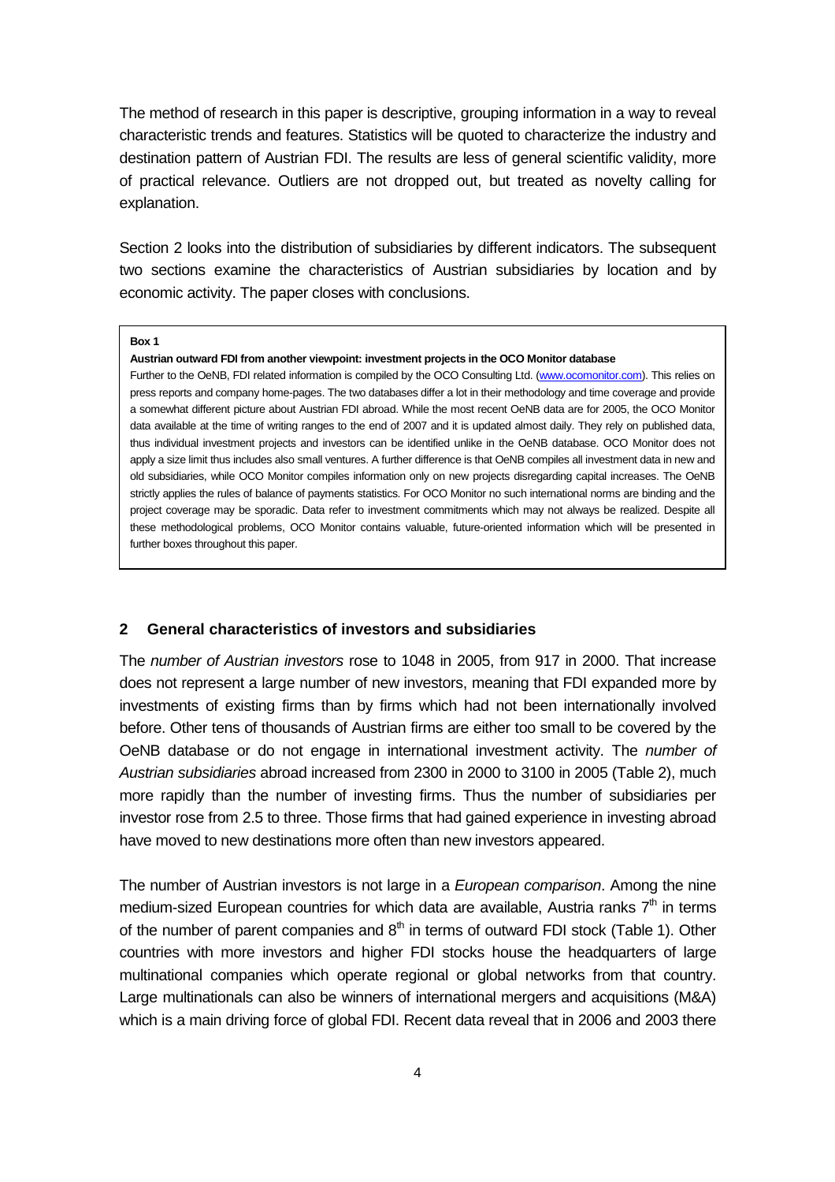The method of research in this paper is descriptive, grouping information in a way to reveal characteristic trends and features. Statistics will be quoted to characterize the industry and destination pattern of Austrian FDI. The results are less of general scientific validity, more of practical relevance. Outliers are not dropped out, but treated as novelty calling for explanation.

Section 2 looks into the distribution of subsidiaries by different indicators. The subsequent two sections examine the characteristics of Austrian subsidiaries by location and by economic activity. The paper closes with conclusions.

> **Box 1**
>
> **Austrian outward FDI from another viewpoint: investment projects in the OCO Monitor database**
>
> Further to the OeNB, FDI related information is compiled by the OCO Consulting Ltd. (www.ocomonitor.com). This relies on press reports and company home-pages. The two databases differ a lot in their methodology and time coverage and provide a somewhat different picture about Austrian FDI abroad. While the most recent OeNB data are for 2005, the OCO Monitor data available at the time of writing ranges to the end of 2007 and it is updated almost daily. They rely on published data, thus individual investment projects and investors can be identified unlike in the OeNB database. OCO Monitor does not apply a size limit thus includes also small ventures. A further difference is that OeNB compiles all investment data in new and old subsidiaries, while OCO Monitor compiles information only on new projects disregarding capital increases. The OeNB strictly applies the rules of balance of payments statistics. For OCO Monitor no such international norms are binding and the project coverage may be sporadic. Data refer to investment commitments which may not always be realized. Despite all these methodological problems, OCO Monitor contains valuable, future-oriented information which will be presented in further boxes throughout this paper.

## 2 General characteristics of investors and subsidiaries

The *number of Austrian investors* rose to 1048 in 2005, from 917 in 2000. That increase does not represent a large number of new investors, meaning that FDI expanded more by investments of existing firms than by firms which had not been internationally involved before. Other tens of thousands of Austrian firms are either too small to be covered by the OeNB database or do not engage in international investment activity. The *number of Austrian subsidiaries* abroad increased from 2300 in 2000 to 3100 in 2005 (Table 2), much more rapidly than the number of investing firms. Thus the number of subsidiaries per investor rose from 2.5 to three. Those firms that had gained experience in investing abroad have moved to new destinations more often than new investors appeared.

The number of Austrian investors is not large in a *European comparison*. Among the nine medium-sized European countries for which data are available, Austria ranks 7th in terms of the number of parent companies and 8th in terms of outward FDI stock (Table 1). Other countries with more investors and higher FDI stocks house the headquarters of large multinational companies which operate regional or global networks from that country. Large multinationals can also be winners of international mergers and acquisitions (M&A) which is a main driving force of global FDI. Recent data reveal that in 2006 and 2003 there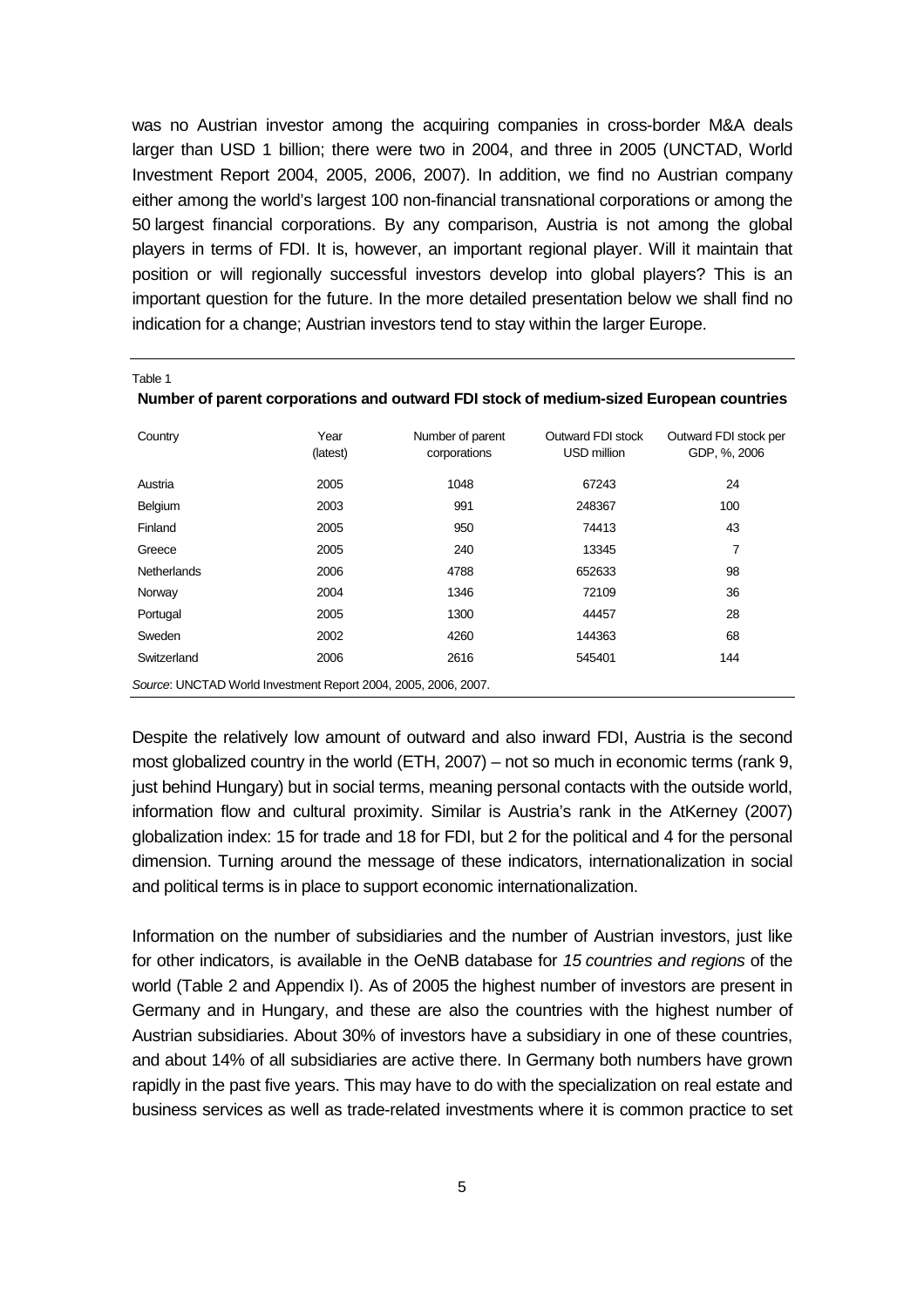was no Austrian investor among the acquiring companies in cross-border M&A deals larger than USD 1 billion; there were two in 2004, and three in 2005 (UNCTAD, World Investment Report 2004, 2005, 2006, 2007). In addition, we find no Austrian company either among the world's largest 100 non-financial transnational corporations or among the 50 largest financial corporations. By any comparison, Austria is not among the global players in terms of FDI. It is, however, an important regional player. Will it maintain that position or will regionally successful investors develop into global players? This is an important question for the future. In the more detailed presentation below we shall find no indication for a change; Austrian investors tend to stay within the larger Europe.

Table 1

**Number of parent corporations and outward FDI stock of medium-sized European countries**

| Country | Year (latest) | Number of parent corporations | Outward FDI stock USD million | Outward FDI stock per GDP, %, 2006 |
|---|---|---|---|---|
| Austria | 2005 | 1048 | 67243 | 24 |
| Belgium | 2003 | 991 | 248367 | 100 |
| Finland | 2005 | 950 | 74413 | 43 |
| Greece | 2005 | 240 | 13345 | 7 |
| Netherlands | 2006 | 4788 | 652633 | 98 |
| Norway | 2004 | 1346 | 72109 | 36 |
| Portugal | 2005 | 1300 | 44457 | 28 |
| Sweden | 2002 | 4260 | 144363 | 68 |
| Switzerland | 2006 | 2616 | 545401 | 144 |

*Source*: UNCTAD World Investment Report 2004, 2005, 2006, 2007.

Despite the relatively low amount of outward and also inward FDI, Austria is the second most globalized country in the world (ETH, 2007) – not so much in economic terms (rank 9, just behind Hungary) but in social terms, meaning personal contacts with the outside world, information flow and cultural proximity. Similar is Austria's rank in the AtKerney (2007) globalization index: 15 for trade and 18 for FDI, but 2 for the political and 4 for the personal dimension. Turning around the message of these indicators, internationalization in social and political terms is in place to support economic internationalization.

Information on the number of subsidiaries and the number of Austrian investors, just like for other indicators, is available in the OeNB database for *15 countries and regions* of the world (Table 2 and Appendix I). As of 2005 the highest number of investors are present in Germany and in Hungary, and these are also the countries with the highest number of Austrian subsidiaries. About 30% of investors have a subsidiary in one of these countries, and about 14% of all subsidiaries are active there. In Germany both numbers have grown rapidly in the past five years. This may have to do with the specialization on real estate and business services as well as trade-related investments where it is common practice to set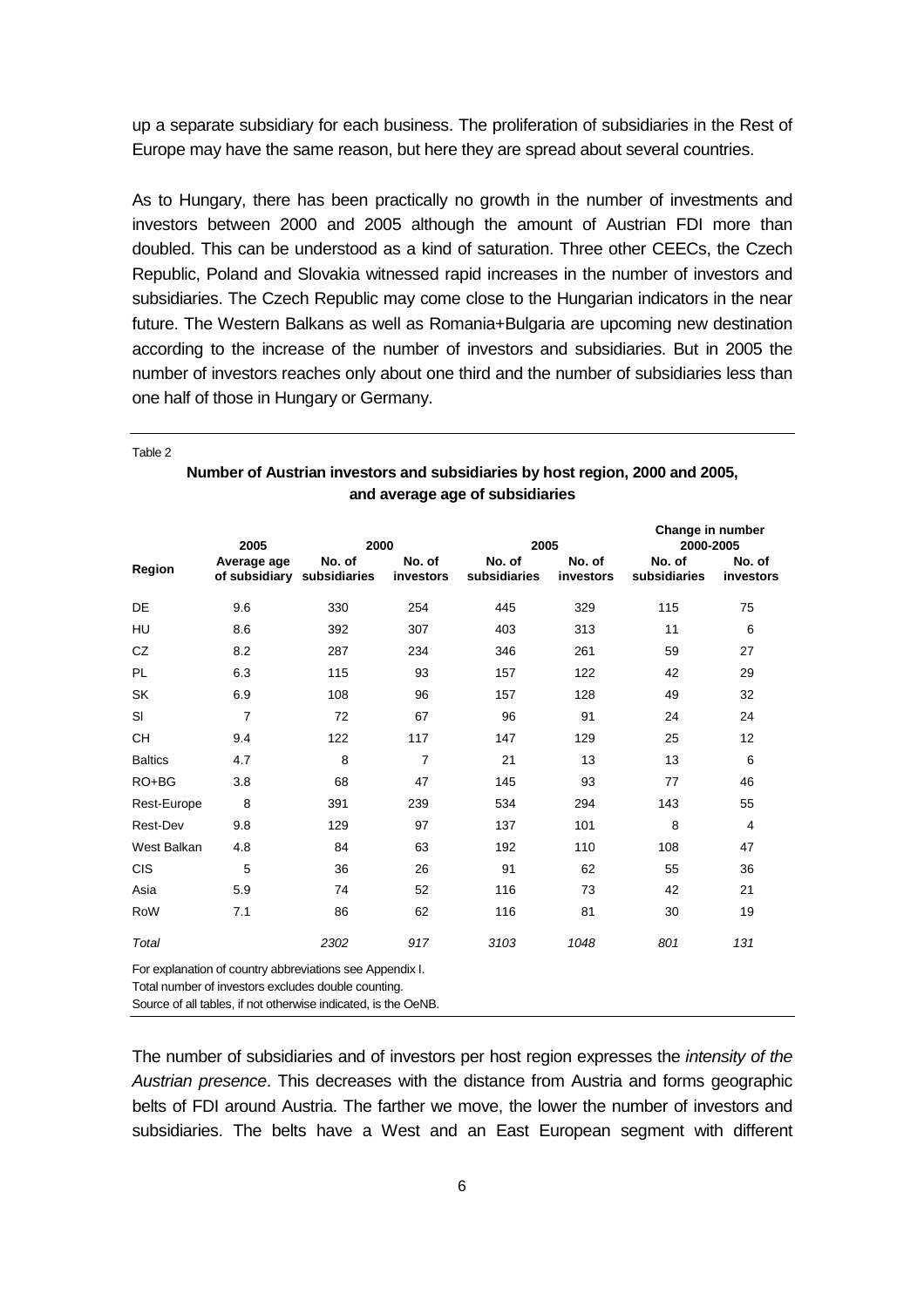up a separate subsidiary for each business. The proliferation of subsidiaries in the Rest of Europe may have the same reason, but here they are spread about several countries.

As to Hungary, there has been practically no growth in the number of investments and investors between 2000 and 2005 although the amount of Austrian FDI more than doubled. This can be understood as a kind of saturation. Three other CEECs, the Czech Republic, Poland and Slovakia witnessed rapid increases in the number of investors and subsidiaries. The Czech Republic may come close to the Hungarian indicators in the near future. The Western Balkans as well as Romania+Bulgaria are upcoming new destination according to the increase of the number of investors and subsidiaries. But in 2005 the number of investors reaches only about one third and the number of subsidiaries less than one half of those in Hungary or Germany.

Table 2

**Number of Austrian investors and subsidiaries by host region, 2000 and 2005, and average age of subsidiaries**

| Region | 2005 | 2000 | | 2005 | | Change in number 2000-2005 | |
|---|---|---|---|---|---|---|---|
| | Average age of subsidiary | No. of subsidiaries | No. of investors | No. of subsidiaries | No. of investors | No. of subsidiaries | No. of investors |
| DE | 9.6 | 330 | 254 | 445 | 329 | 115 | 75 |
| HU | 8.6 | 392 | 307 | 403 | 313 | 11 | 6 |
| CZ | 8.2 | 287 | 234 | 346 | 261 | 59 | 27 |
| PL | 6.3 | 115 | 93 | 157 | 122 | 42 | 29 |
| SK | 6.9 | 108 | 96 | 157 | 128 | 49 | 32 |
| SI | 7 | 72 | 67 | 96 | 91 | 24 | 24 |
| CH | 9.4 | 122 | 117 | 147 | 129 | 25 | 12 |
| Baltics | 4.7 | 8 | 7 | 21 | 13 | 13 | 6 |
| RO+BG | 3.8 | 68 | 47 | 145 | 93 | 77 | 46 |
| Rest-Europe | 8 | 391 | 239 | 534 | 294 | 143 | 55 |
| Rest-Dev | 9.8 | 129 | 97 | 137 | 101 | 8 | 4 |
| West Balkan | 4.8 | 84 | 63 | 192 | 110 | 108 | 47 |
| CIS | 5 | 36 | 26 | 91 | 62 | 55 | 36 |
| Asia | 5.9 | 74 | 52 | 116 | 73 | 42 | 21 |
| RoW | 7.1 | 86 | 62 | 116 | 81 | 30 | 19 |
| *Total* | | *2302* | *917* | *3103* | *1048* | *801* | *131* |

For explanation of country abbreviations see Appendix I.
Total number of investors excludes double counting.
Source of all tables, if not otherwise indicated, is the OeNB.

The number of subsidiaries and of investors per host region expresses the *intensity of the Austrian presence*. This decreases with the distance from Austria and forms geographic belts of FDI around Austria. The farther we move, the lower the number of investors and subsidiaries. The belts have a West and an East European segment with different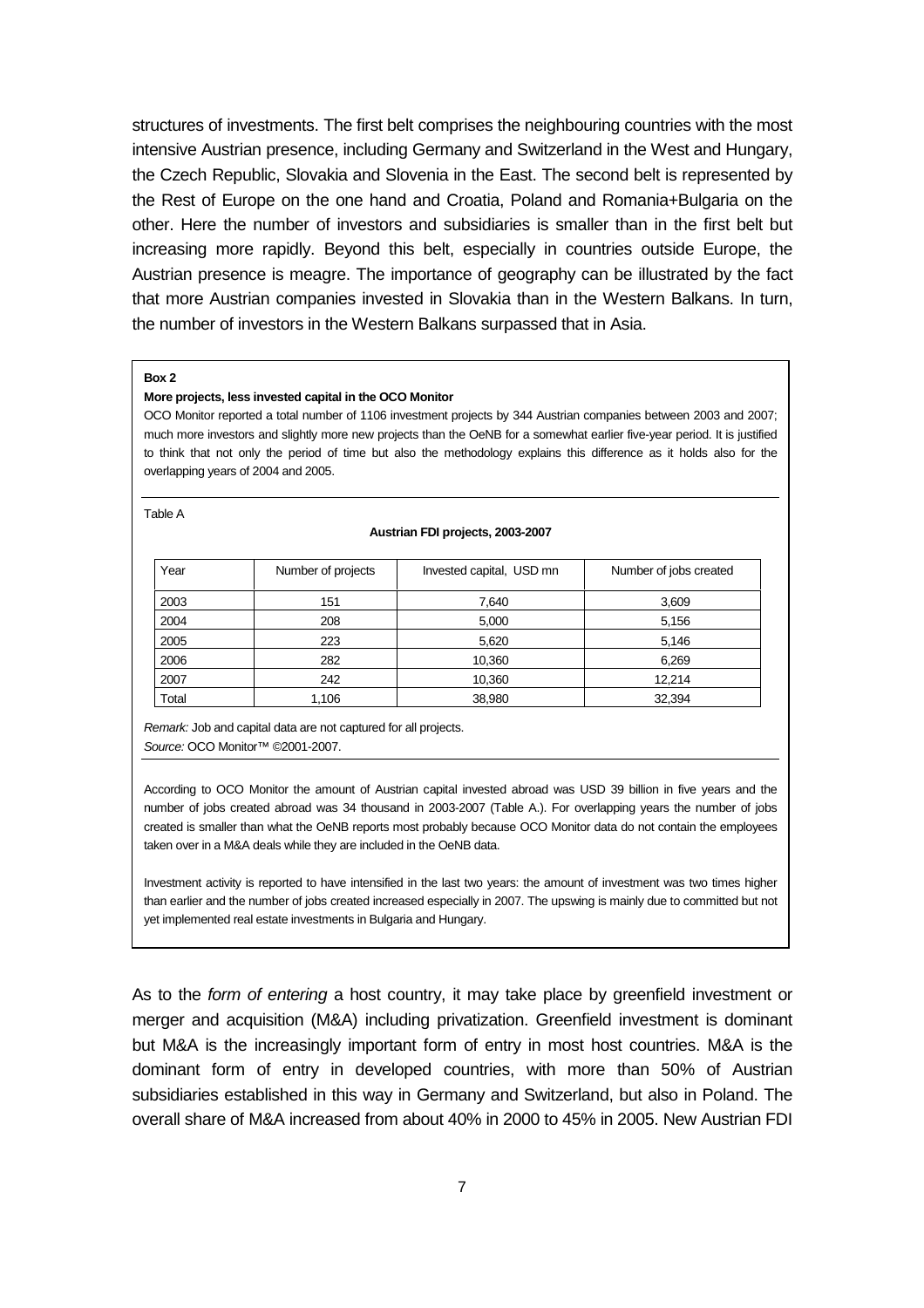structures of investments. The first belt comprises the neighbouring countries with the most intensive Austrian presence, including Germany and Switzerland in the West and Hungary, the Czech Republic, Slovakia and Slovenia in the East. The second belt is represented by the Rest of Europe on the one hand and Croatia, Poland and Romania+Bulgaria on the other. Here the number of investors and subsidiaries is smaller than in the first belt but increasing more rapidly. Beyond this belt, especially in countries outside Europe, the Austrian presence is meagre. The importance of geography can be illustrated by the fact that more Austrian companies invested in Slovakia than in the Western Balkans. In turn, the number of investors in the Western Balkans surpassed that in Asia.

**Box 2**

**More projects, less invested capital in the OCO Monitor**

OCO Monitor reported a total number of 1106 investment projects by 344 Austrian companies between 2003 and 2007; much more investors and slightly more new projects than the OeNB for a somewhat earlier five-year period. It is justified to think that not only the period of time but also the methodology explains this difference as it holds also for the overlapping years of 2004 and 2005.

Table A

**Austrian FDI projects, 2003-2007**

| Year | Number of projects | Invested capital, USD mn | Number of jobs created |
|---|---|---|---|
| 2003 | 151 | 7,640 | 3,609 |
| 2004 | 208 | 5,000 | 5,156 |
| 2005 | 223 | 5,620 | 5,146 |
| 2006 | 282 | 10,360 | 6,269 |
| 2007 | 242 | 10,360 | 12,214 |
| Total | 1,106 | 38,980 | 32,394 |

*Remark:* Job and capital data are not captured for all projects.
*Source:* OCO Monitor™ ©2001-2007.

According to OCO Monitor the amount of Austrian capital invested abroad was USD 39 billion in five years and the number of jobs created abroad was 34 thousand in 2003-2007 (Table A.). For overlapping years the number of jobs created is smaller than what the OeNB reports most probably because OCO Monitor data do not contain the employees taken over in a M&A deals while they are included in the OeNB data.

Investment activity is reported to have intensified in the last two years: the amount of investment was two times higher than earlier and the number of jobs created increased especially in 2007. The upswing is mainly due to committed but not yet implemented real estate investments in Bulgaria and Hungary.

As to the *form of entering* a host country, it may take place by greenfield investment or merger and acquisition (M&A) including privatization. Greenfield investment is dominant but M&A is the increasingly important form of entry in most host countries. M&A is the dominant form of entry in developed countries, with more than 50% of Austrian subsidiaries established in this way in Germany and Switzerland, but also in Poland. The overall share of M&A increased from about 40% in 2000 to 45% in 2005. New Austrian FDI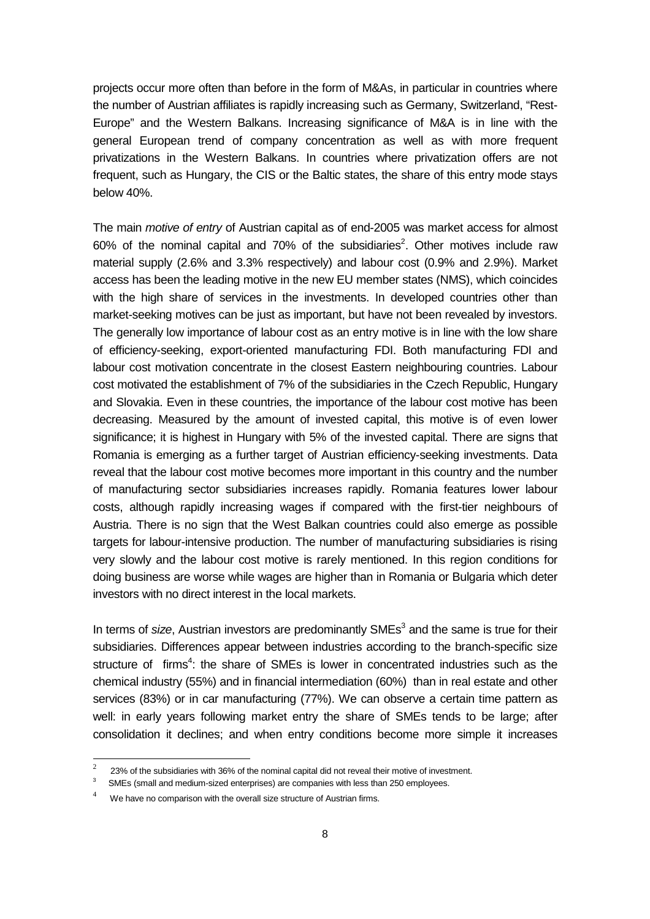projects occur more often than before in the form of M&As, in particular in countries where the number of Austrian affiliates is rapidly increasing such as Germany, Switzerland, "Rest-Europe" and the Western Balkans. Increasing significance of M&A is in line with the general European trend of company concentration as well as with more frequent privatizations in the Western Balkans. In countries where privatization offers are not frequent, such as Hungary, the CIS or the Baltic states, the share of this entry mode stays below 40%.

The main *motive of entry* of Austrian capital as of end-2005 was market access for almost 60% of the nominal capital and 70% of the subsidiaries[2]. Other motives include raw material supply (2.6% and 3.3% respectively) and labour cost (0.9% and 2.9%). Market access has been the leading motive in the new EU member states (NMS), which coincides with the high share of services in the investments. In developed countries other than market-seeking motives can be just as important, but have not been revealed by investors. The generally low importance of labour cost as an entry motive is in line with the low share of efficiency-seeking, export-oriented manufacturing FDI. Both manufacturing FDI and labour cost motivation concentrate in the closest Eastern neighbouring countries. Labour cost motivated the establishment of 7% of the subsidiaries in the Czech Republic, Hungary and Slovakia. Even in these countries, the importance of the labour cost motive has been decreasing. Measured by the amount of invested capital, this motive is of even lower significance; it is highest in Hungary with 5% of the invested capital. There are signs that Romania is emerging as a further target of Austrian efficiency-seeking investments. Data reveal that the labour cost motive becomes more important in this country and the number of manufacturing sector subsidiaries increases rapidly. Romania features lower labour costs, although rapidly increasing wages if compared with the first-tier neighbours of Austria. There is no sign that the West Balkan countries could also emerge as possible targets for labour-intensive production. The number of manufacturing subsidiaries is rising very slowly and the labour cost motive is rarely mentioned. In this region conditions for doing business are worse while wages are higher than in Romania or Bulgaria which deter investors with no direct interest in the local markets.

In terms of *size*, Austrian investors are predominantly SMEs[3] and the same is true for their subsidiaries. Differences appear between industries according to the branch-specific size structure of firms[4]: the share of SMEs is lower in concentrated industries such as the chemical industry (55%) and in financial intermediation (60%) than in real estate and other services (83%) or in car manufacturing (77%). We can observe a certain time pattern as well: in early years following market entry the share of SMEs tends to be large; after consolidation it declines; and when entry conditions become more simple it increases

[2] 23% of the subsidiaries with 36% of the nominal capital did not reveal their motive of investment.

[3] SMEs (small and medium-sized enterprises) are companies with less than 250 employees.

[4] We have no comparison with the overall size structure of Austrian firms.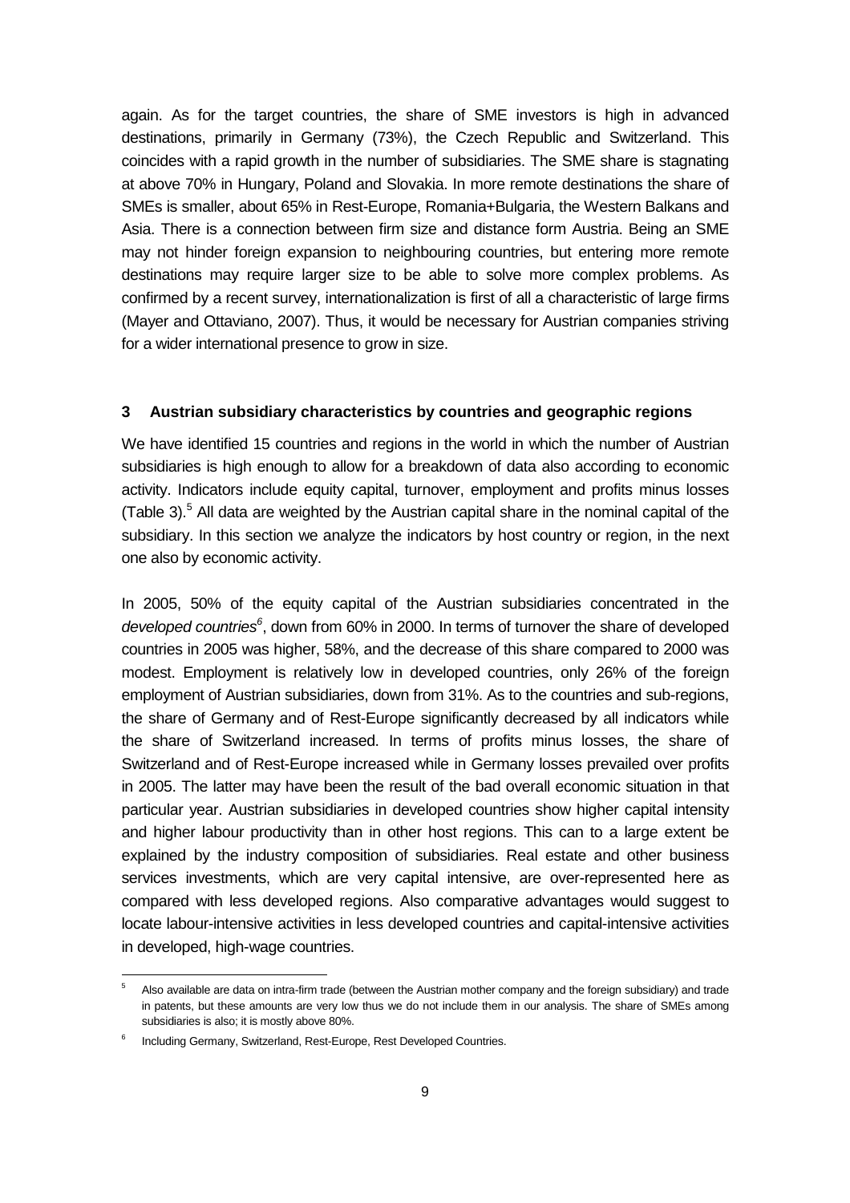again. As for the target countries, the share of SME investors is high in advanced destinations, primarily in Germany (73%), the Czech Republic and Switzerland. This coincides with a rapid growth in the number of subsidiaries. The SME share is stagnating at above 70% in Hungary, Poland and Slovakia. In more remote destinations the share of SMEs is smaller, about 65% in Rest-Europe, Romania+Bulgaria, the Western Balkans and Asia. There is a connection between firm size and distance form Austria. Being an SME may not hinder foreign expansion to neighbouring countries, but entering more remote destinations may require larger size to be able to solve more complex problems. As confirmed by a recent survey, internationalization is first of all a characteristic of large firms (Mayer and Ottaviano, 2007). Thus, it would be necessary for Austrian companies striving for a wider international presence to grow in size.

## 3 Austrian subsidiary characteristics by countries and geographic regions

We have identified 15 countries and regions in the world in which the number of Austrian subsidiaries is high enough to allow for a breakdown of data also according to economic activity. Indicators include equity capital, turnover, employment and profits minus losses (Table 3).[5] All data are weighted by the Austrian capital share in the nominal capital of the subsidiary. In this section we analyze the indicators by host country or region, in the next one also by economic activity.

In 2005, 50% of the equity capital of the Austrian subsidiaries concentrated in the *developed countries*[6], down from 60% in 2000. In terms of turnover the share of developed countries in 2005 was higher, 58%, and the decrease of this share compared to 2000 was modest. Employment is relatively low in developed countries, only 26% of the foreign employment of Austrian subsidiaries, down from 31%. As to the countries and sub-regions, the share of Germany and of Rest-Europe significantly decreased by all indicators while the share of Switzerland increased. In terms of profits minus losses, the share of Switzerland and of Rest-Europe increased while in Germany losses prevailed over profits in 2005. The latter may have been the result of the bad overall economic situation in that particular year. Austrian subsidiaries in developed countries show higher capital intensity and higher labour productivity than in other host regions. This can to a large extent be explained by the industry composition of subsidiaries. Real estate and other business services investments, which are very capital intensive, are over-represented here as compared with less developed regions. Also comparative advantages would suggest to locate labour-intensive activities in less developed countries and capital-intensive activities in developed, high-wage countries.

[5] Also available are data on intra-firm trade (between the Austrian mother company and the foreign subsidiary) and trade in patents, but these amounts are very low thus we do not include them in our analysis. The share of SMEs among subsidiaries is also; it is mostly above 80%.

[6] Including Germany, Switzerland, Rest-Europe, Rest Developed Countries.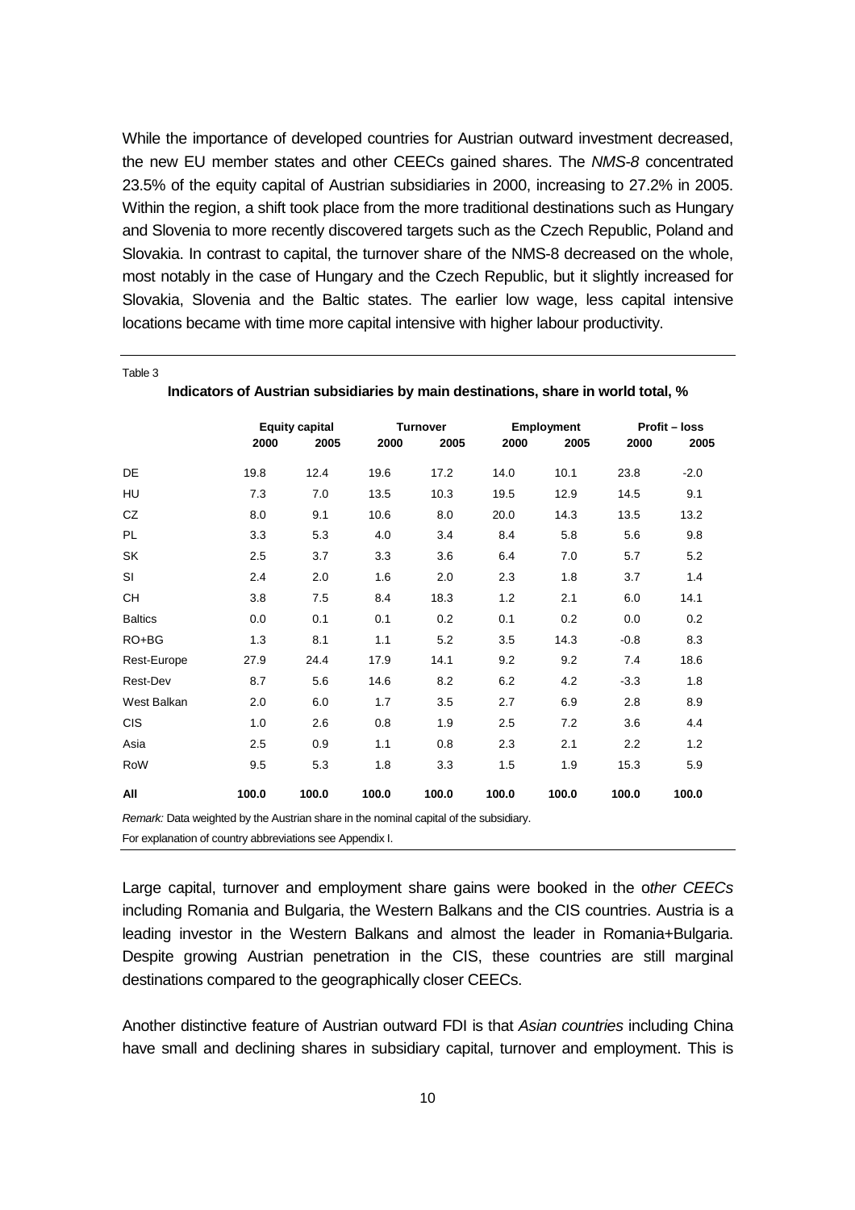While the importance of developed countries for Austrian outward investment decreased, the new EU member states and other CEECs gained shares. The *NMS-8* concentrated 23.5% of the equity capital of Austrian subsidiaries in 2000, increasing to 27.2% in 2005. Within the region, a shift took place from the more traditional destinations such as Hungary and Slovenia to more recently discovered targets such as the Czech Republic, Poland and Slovakia. In contrast to capital, the turnover share of the NMS-8 decreased on the whole, most notably in the case of Hungary and the Czech Republic, but it slightly increased for Slovakia, Slovenia and the Baltic states. The earlier low wage, less capital intensive locations became with time more capital intensive with higher labour productivity.

Table 3

**Indicators of Austrian subsidiaries by main destinations, share in world total, %**

| | Equity capital | | Turnover | | Employment | | Profit – loss | |
|---|---|---|---|---|---|---|---|---|
| | 2000 | 2005 | 2000 | 2005 | 2000 | 2005 | 2000 | 2005 |
| DE | 19.8 | 12.4 | 19.6 | 17.2 | 14.0 | 10.1 | 23.8 | -2.0 |
| HU | 7.3 | 7.0 | 13.5 | 10.3 | 19.5 | 12.9 | 14.5 | 9.1 |
| CZ | 8.0 | 9.1 | 10.6 | 8.0 | 20.0 | 14.3 | 13.5 | 13.2 |
| PL | 3.3 | 5.3 | 4.0 | 3.4 | 8.4 | 5.8 | 5.6 | 9.8 |
| SK | 2.5 | 3.7 | 3.3 | 3.6 | 6.4 | 7.0 | 5.7 | 5.2 |
| SI | 2.4 | 2.0 | 1.6 | 2.0 | 2.3 | 1.8 | 3.7 | 1.4 |
| CH | 3.8 | 7.5 | 8.4 | 18.3 | 1.2 | 2.1 | 6.0 | 14.1 |
| Baltics | 0.0 | 0.1 | 0.1 | 0.2 | 0.1 | 0.2 | 0.0 | 0.2 |
| RO+BG | 1.3 | 8.1 | 1.1 | 5.2 | 3.5 | 14.3 | -0.8 | 8.3 |
| Rest-Europe | 27.9 | 24.4 | 17.9 | 14.1 | 9.2 | 9.2 | 7.4 | 18.6 |
| Rest-Dev | 8.7 | 5.6 | 14.6 | 8.2 | 6.2 | 4.2 | -3.3 | 1.8 |
| West Balkan | 2.0 | 6.0 | 1.7 | 3.5 | 2.7 | 6.9 | 2.8 | 8.9 |
| CIS | 1.0 | 2.6 | 0.8 | 1.9 | 2.5 | 7.2 | 3.6 | 4.4 |
| Asia | 2.5 | 0.9 | 1.1 | 0.8 | 2.3 | 2.1 | 2.2 | 1.2 |
| RoW | 9.5 | 5.3 | 1.8 | 3.3 | 1.5 | 1.9 | 15.3 | 5.9 |
| **All** | **100.0** | **100.0** | **100.0** | **100.0** | **100.0** | **100.0** | **100.0** | **100.0** |

*Remark:* Data weighted by the Austrian share in the nominal capital of the subsidiary.

For explanation of country abbreviations see Appendix I.

Large capital, turnover and employment share gains were booked in the o*ther CEECs* including Romania and Bulgaria, the Western Balkans and the CIS countries. Austria is a leading investor in the Western Balkans and almost the leader in Romania+Bulgaria. Despite growing Austrian penetration in the CIS, these countries are still marginal destinations compared to the geographically closer CEECs.

Another distinctive feature of Austrian outward FDI is that *Asian countries* including China have small and declining shares in subsidiary capital, turnover and employment. This is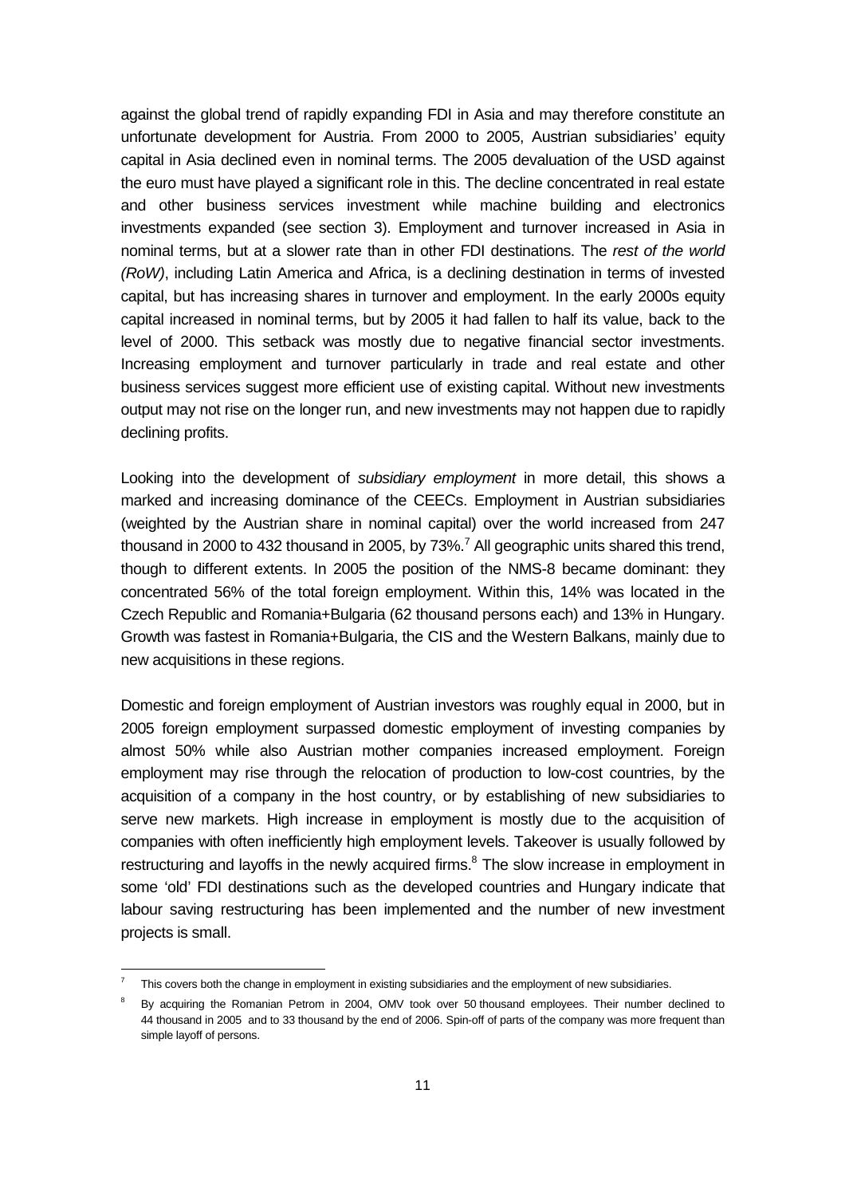against the global trend of rapidly expanding FDI in Asia and may therefore constitute an unfortunate development for Austria. From 2000 to 2005, Austrian subsidiaries' equity capital in Asia declined even in nominal terms. The 2005 devaluation of the USD against the euro must have played a significant role in this. The decline concentrated in real estate and other business services investment while machine building and electronics investments expanded (see section 3). Employment and turnover increased in Asia in nominal terms, but at a slower rate than in other FDI destinations. The *rest of the world (RoW)*, including Latin America and Africa, is a declining destination in terms of invested capital, but has increasing shares in turnover and employment. In the early 2000s equity capital increased in nominal terms, but by 2005 it had fallen to half its value, back to the level of 2000. This setback was mostly due to negative financial sector investments. Increasing employment and turnover particularly in trade and real estate and other business services suggest more efficient use of existing capital. Without new investments output may not rise on the longer run, and new investments may not happen due to rapidly declining profits.

Looking into the development of *subsidiary employment* in more detail, this shows a marked and increasing dominance of the CEECs. Employment in Austrian subsidiaries (weighted by the Austrian share in nominal capital) over the world increased from 247 thousand in 2000 to 432 thousand in 2005, by 73%.[7] All geographic units shared this trend, though to different extents. In 2005 the position of the NMS-8 became dominant: they concentrated 56% of the total foreign employment. Within this, 14% was located in the Czech Republic and Romania+Bulgaria (62 thousand persons each) and 13% in Hungary. Growth was fastest in Romania+Bulgaria, the CIS and the Western Balkans, mainly due to new acquisitions in these regions.

Domestic and foreign employment of Austrian investors was roughly equal in 2000, but in 2005 foreign employment surpassed domestic employment of investing companies by almost 50% while also Austrian mother companies increased employment. Foreign employment may rise through the relocation of production to low-cost countries, by the acquisition of a company in the host country, or by establishing of new subsidiaries to serve new markets. High increase in employment is mostly due to the acquisition of companies with often inefficiently high employment levels. Takeover is usually followed by restructuring and layoffs in the newly acquired firms.[8] The slow increase in employment in some 'old' FDI destinations such as the developed countries and Hungary indicate that labour saving restructuring has been implemented and the number of new investment projects is small.

[7] This covers both the change in employment in existing subsidiaries and the employment of new subsidiaries.

[8] By acquiring the Romanian Petrom in 2004, OMV took over 50 thousand employees. Their number declined to 44 thousand in 2005 and to 33 thousand by the end of 2006. Spin-off of parts of the company was more frequent than simple layoff of persons.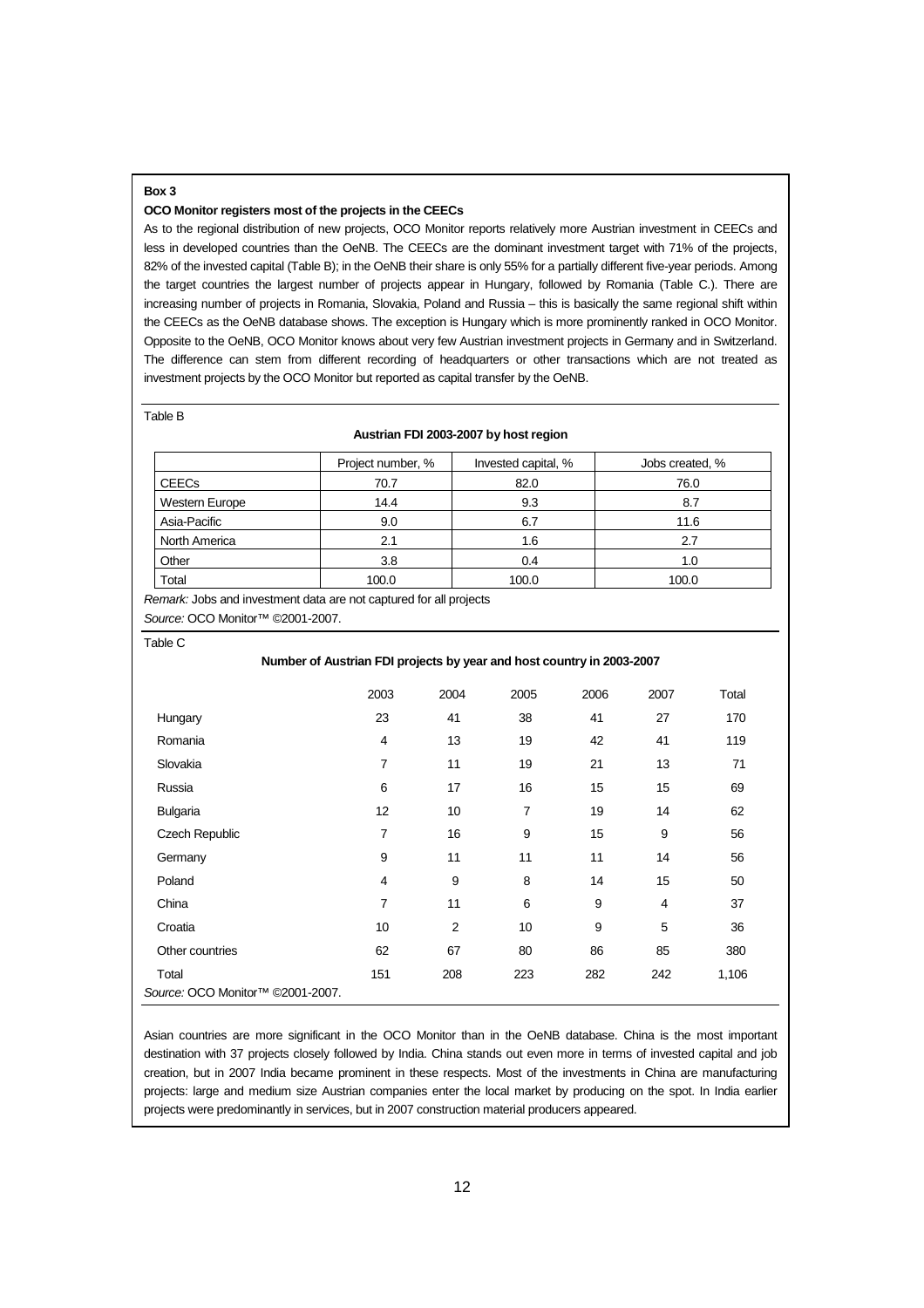**Box 3**

**OCO Monitor registers most of the projects in the CEECs**

As to the regional distribution of new projects, OCO Monitor reports relatively more Austrian investment in CEECs and less in developed countries than the OeNB. The CEECs are the dominant investment target with 71% of the projects, 82% of the invested capital (Table B); in the OeNB their share is only 55% for a partially different five-year periods. Among the target countries the largest number of projects appear in Hungary, followed by Romania (Table C.). There are increasing number of projects in Romania, Slovakia, Poland and Russia – this is basically the same regional shift within the CEECs as the OeNB database shows. The exception is Hungary which is more prominently ranked in OCO Monitor. Opposite to the OeNB, OCO Monitor knows about very few Austrian investment projects in Germany and in Switzerland. The difference can stem from different recording of headquarters or other transactions which are not treated as investment projects by the OCO Monitor but reported as capital transfer by the OeNB.

Table B

**Austrian FDI 2003-2007 by host region**

| | Project number, % | Invested capital, % | Jobs created, % |
|---|---|---|---|
| CEECs | 70.7 | 82.0 | 76.0 |
| Western Europe | 14.4 | 9.3 | 8.7 |
| Asia-Pacific | 9.0 | 6.7 | 11.6 |
| North America | 2.1 | 1.6 | 2.7 |
| Other | 3.8 | 0.4 | 1.0 |
| Total | 100.0 | 100.0 | 100.0 |

*Remark:* Jobs and investment data are not captured for all projects

*Source:* OCO Monitor™ ©2001-2007.

Table C

**Number of Austrian FDI projects by year and host country in 2003-2007**

| | 2003 | 2004 | 2005 | 2006 | 2007 | Total |
|---|---|---|---|---|---|---|
| Hungary | 23 | 41 | 38 | 41 | 27 | 170 |
| Romania | 4 | 13 | 19 | 42 | 41 | 119 |
| Slovakia | 7 | 11 | 19 | 21 | 13 | 71 |
| Russia | 6 | 17 | 16 | 15 | 15 | 69 |
| Bulgaria | 12 | 10 | 7 | 19 | 14 | 62 |
| Czech Republic | 7 | 16 | 9 | 15 | 9 | 56 |
| Germany | 9 | 11 | 11 | 11 | 14 | 56 |
| Poland | 4 | 9 | 8 | 14 | 15 | 50 |
| China | 7 | 11 | 6 | 9 | 4 | 37 |
| Croatia | 10 | 2 | 10 | 9 | 5 | 36 |
| Other countries | 62 | 67 | 80 | 86 | 85 | 380 |
| Total | 151 | 208 | 223 | 282 | 242 | 1,106 |

*Source:* OCO Monitor™ ©2001-2007.

Asian countries are more significant in the OCO Monitor than in the OeNB database. China is the most important destination with 37 projects closely followed by India. China stands out even more in terms of invested capital and job creation, but in 2007 India became prominent in these respects. Most of the investments in China are manufacturing projects: large and medium size Austrian companies enter the local market by producing on the spot. In India earlier projects were predominantly in services, but in 2007 construction material producers appeared.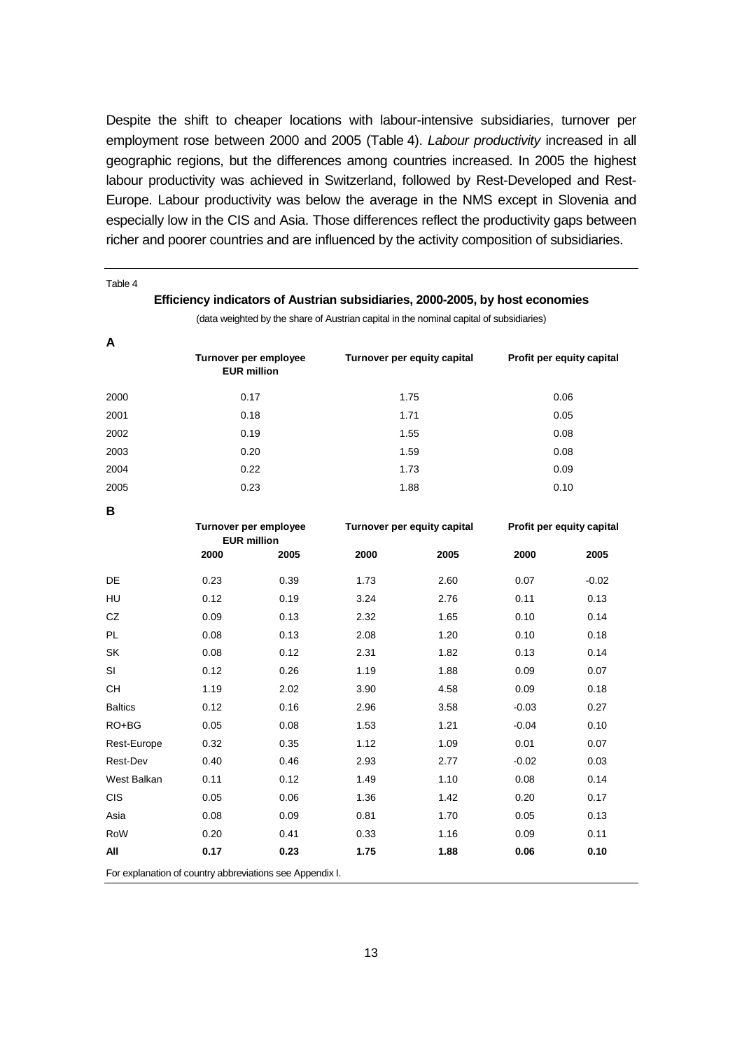Despite the shift to cheaper locations with labour-intensive subsidiaries, turnover per employment rose between 2000 and 2005 (Table 4). *Labour productivity* increased in all geographic regions, but the differences among countries increased. In 2005 the highest labour productivity was achieved in Switzerland, followed by Rest-Developed and Rest-Europe. Labour productivity was below the average in the NMS except in Slovenia and especially low in the CIS and Asia. Those differences reflect the productivity gaps between richer and poorer countries and are influenced by the activity composition of subsidiaries.

Table 4

**Efficiency indicators of Austrian subsidiaries, 2000-2005, by host economies**

(data weighted by the share of Austrian capital in the nominal capital of subsidiaries)

**A**

| | Turnover per employee EUR million | Turnover per equity capital | Profit per equity capital |
|---|---|---|---|
| 2000 | 0.17 | 1.75 | 0.06 |
| 2001 | 0.18 | 1.71 | 0.05 |
| 2002 | 0.19 | 1.55 | 0.08 |
| 2003 | 0.20 | 1.59 | 0.08 |
| 2004 | 0.22 | 1.73 | 0.09 |
| 2005 | 0.23 | 1.88 | 0.10 |

**B**

| | Turnover per employee EUR million | | Turnover per equity capital | | Profit per equity capital | |
|---|---|---|---|---|---|---|
| | 2000 | 2005 | 2000 | 2005 | 2000 | 2005 |
| DE | 0.23 | 0.39 | 1.73 | 2.60 | 0.07 | -0.02 |
| HU | 0.12 | 0.19 | 3.24 | 2.76 | 0.11 | 0.13 |
| CZ | 0.09 | 0.13 | 2.32 | 1.65 | 0.10 | 0.14 |
| PL | 0.08 | 0.13 | 2.08 | 1.20 | 0.10 | 0.18 |
| SK | 0.08 | 0.12 | 2.31 | 1.82 | 0.13 | 0.14 |
| SI | 0.12 | 0.26 | 1.19 | 1.88 | 0.09 | 0.07 |
| CH | 1.19 | 2.02 | 3.90 | 4.58 | 0.09 | 0.18 |
| Baltics | 0.12 | 0.16 | 2.96 | 3.58 | -0.03 | 0.27 |
| RO+BG | 0.05 | 0.08 | 1.53 | 1.21 | -0.04 | 0.10 |
| Rest-Europe | 0.32 | 0.35 | 1.12 | 1.09 | 0.01 | 0.07 |
| Rest-Dev | 0.40 | 0.46 | 2.93 | 2.77 | -0.02 | 0.03 |
| West Balkan | 0.11 | 0.12 | 1.49 | 1.10 | 0.08 | 0.14 |
| CIS | 0.05 | 0.06 | 1.36 | 1.42 | 0.20 | 0.17 |
| Asia | 0.08 | 0.09 | 0.81 | 1.70 | 0.05 | 0.13 |
| RoW | 0.20 | 0.41 | 0.33 | 1.16 | 0.09 | 0.11 |
| **All** | **0.17** | **0.23** | **1.75** | **1.88** | **0.06** | **0.10** |

For explanation of country abbreviations see Appendix I.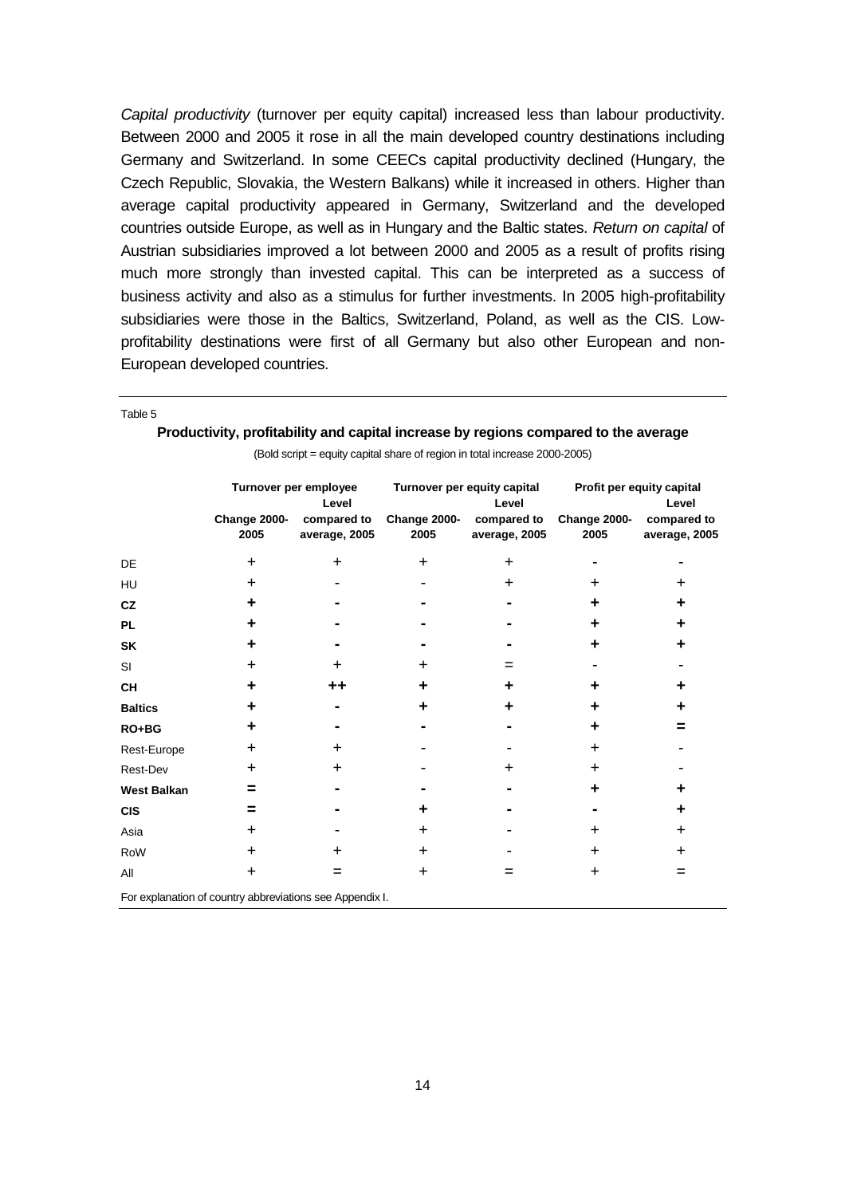*Capital productivity* (turnover per equity capital) increased less than labour productivity. Between 2000 and 2005 it rose in all the main developed country destinations including Germany and Switzerland. In some CEECs capital productivity declined (Hungary, the Czech Republic, Slovakia, the Western Balkans) while it increased in others. Higher than average capital productivity appeared in Germany, Switzerland and the developed countries outside Europe, as well as in Hungary and the Baltic states. *Return on capital* of Austrian subsidiaries improved a lot between 2000 and 2005 as a result of profits rising much more strongly than invested capital. This can be interpreted as a success of business activity and also as a stimulus for further investments. In 2005 high-profitability subsidiaries were those in the Baltics, Switzerland, Poland, as well as the CIS. Low-profitability destinations were first of all Germany but also other European and non-European developed countries.

Table 5

**Productivity, profitability and capital increase by regions compared to the average**

(Bold script = equity capital share of region in total increase 2000-2005)

| | Turnover per employee | | Turnover per equity capital | | Profit per equity capital | |
|---|---|---|---|---|---|---|
| | Change 2000-2005 | Level compared to average, 2005 | Change 2000-2005 | Level compared to average, 2005 | Change 2000-2005 | Level compared to average, 2005 |
| DE | + | + | + | + | - | - |
| HU | + | - | - | + | + | + |
| **CZ** | **+** | **-** | **-** | **-** | **+** | **+** |
| **PL** | **+** | **-** | **-** | **-** | **+** | **+** |
| **SK** | **+** | **-** | **-** | **-** | **+** | **+** |
| SI | + | + | + | = | - | - |
| **CH** | **+** | **++** | **+** | **+** | **+** | **+** |
| **Baltics** | **+** | **-** | **+** | **+** | **+** | **+** |
| **RO+BG** | **+** | **-** | **-** | **-** | **+** | **=** |
| Rest-Europe | + | + | - | - | + | - |
| Rest-Dev | + | + | - | + | + | - |
| **West Balkan** | **=** | **-** | **-** | **-** | **+** | **+** |
| **CIS** | **=** | **-** | **+** | **-** | **-** | **+** |
| Asia | + | - | + | - | + | + |
| RoW | + | + | + | - | + | + |
| All | + | = | + | = | + | = |

For explanation of country abbreviations see Appendix I.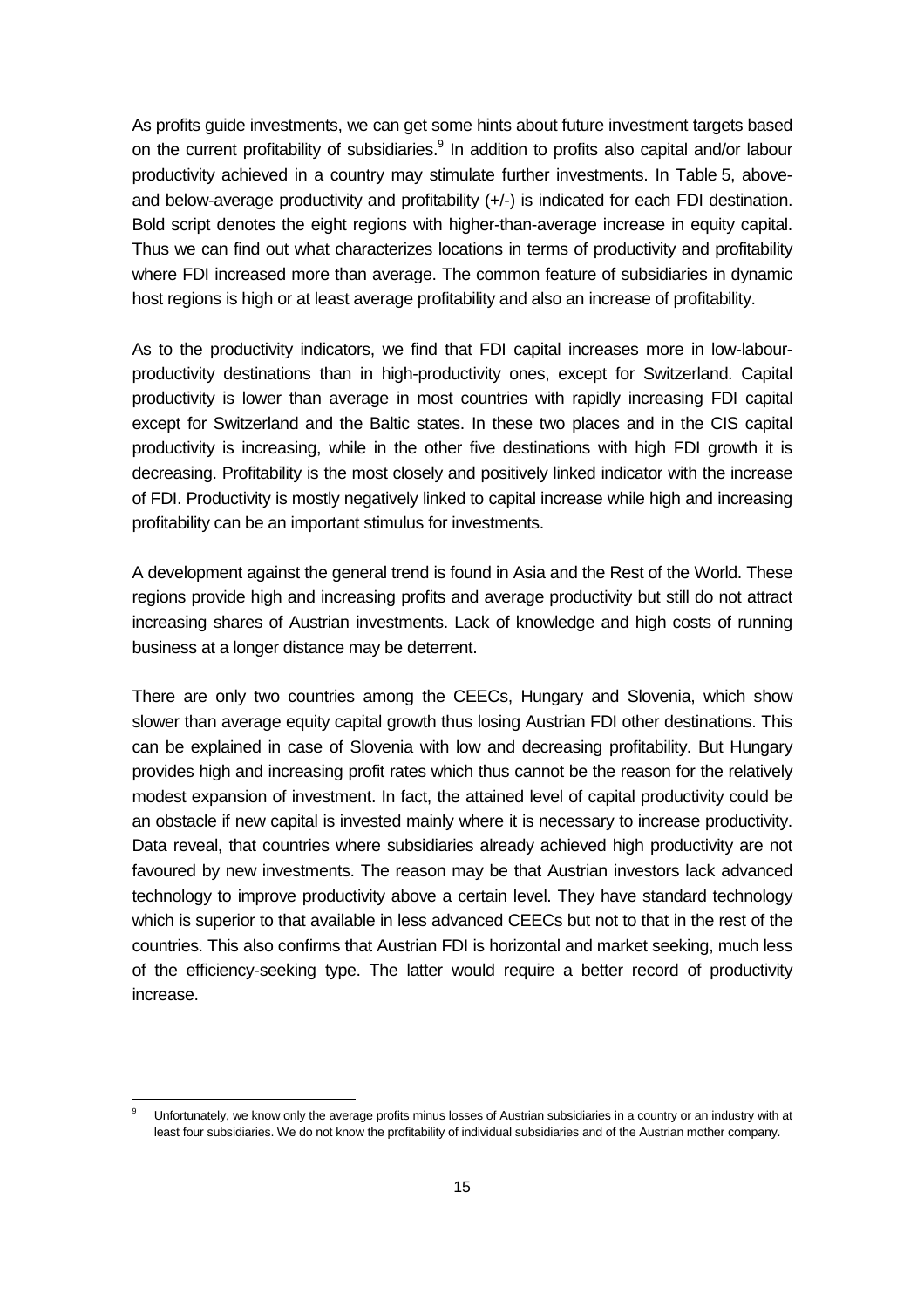As profits guide investments, we can get some hints about future investment targets based on the current profitability of subsidiaries.[9] In addition to profits also capital and/or labour productivity achieved in a country may stimulate further investments. In Table 5, above- and below-average productivity and profitability (+/-) is indicated for each FDI destination. Bold script denotes the eight regions with higher-than-average increase in equity capital. Thus we can find out what characterizes locations in terms of productivity and profitability where FDI increased more than average. The common feature of subsidiaries in dynamic host regions is high or at least average profitability and also an increase of profitability.

As to the productivity indicators, we find that FDI capital increases more in low-labour-productivity destinations than in high-productivity ones, except for Switzerland. Capital productivity is lower than average in most countries with rapidly increasing FDI capital except for Switzerland and the Baltic states. In these two places and in the CIS capital productivity is increasing, while in the other five destinations with high FDI growth it is decreasing. Profitability is the most closely and positively linked indicator with the increase of FDI. Productivity is mostly negatively linked to capital increase while high and increasing profitability can be an important stimulus for investments.

A development against the general trend is found in Asia and the Rest of the World. These regions provide high and increasing profits and average productivity but still do not attract increasing shares of Austrian investments. Lack of knowledge and high costs of running business at a longer distance may be deterrent.

There are only two countries among the CEECs, Hungary and Slovenia, which show slower than average equity capital growth thus losing Austrian FDI other destinations. This can be explained in case of Slovenia with low and decreasing profitability. But Hungary provides high and increasing profit rates which thus cannot be the reason for the relatively modest expansion of investment. In fact, the attained level of capital productivity could be an obstacle if new capital is invested mainly where it is necessary to increase productivity. Data reveal, that countries where subsidiaries already achieved high productivity are not favoured by new investments. The reason may be that Austrian investors lack advanced technology to improve productivity above a certain level. They have standard technology which is superior to that available in less advanced CEECs but not to that in the rest of the countries. This also confirms that Austrian FDI is horizontal and market seeking, much less of the efficiency-seeking type. The latter would require a better record of productivity increase.

[9] Unfortunately, we know only the average profits minus losses of Austrian subsidiaries in a country or an industry with at least four subsidiaries. We do not know the profitability of individual subsidiaries and of the Austrian mother company.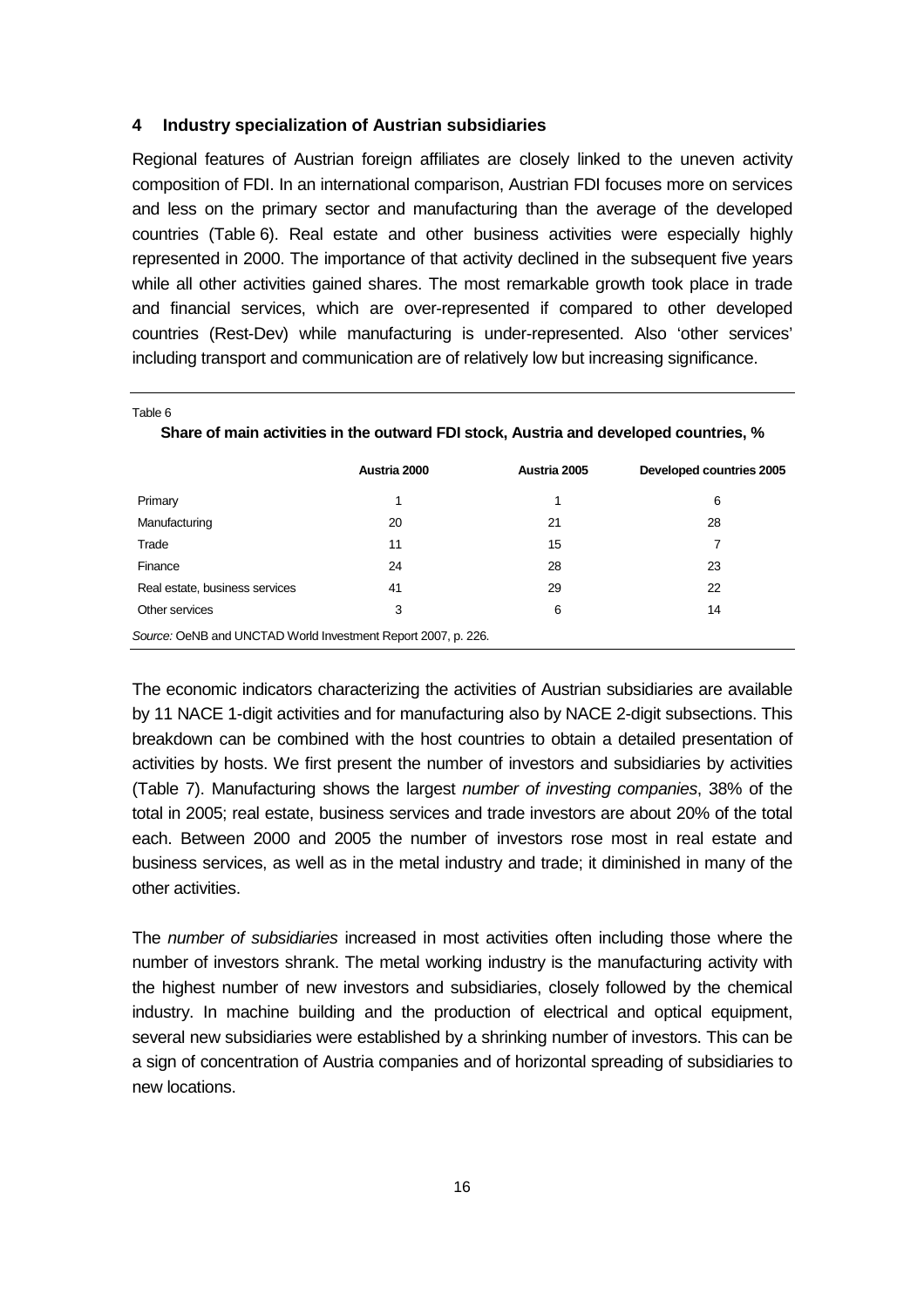## 4 Industry specialization of Austrian subsidiaries

Regional features of Austrian foreign affiliates are closely linked to the uneven activity composition of FDI. In an international comparison, Austrian FDI focuses more on services and less on the primary sector and manufacturing than the average of the developed countries (Table 6). Real estate and other business activities were especially highly represented in 2000. The importance of that activity declined in the subsequent five years while all other activities gained shares. The most remarkable growth took place in trade and financial services, which are over-represented if compared to other developed countries (Rest-Dev) while manufacturing is under-represented. Also 'other services' including transport and communication are of relatively low but increasing significance.

Table 6

**Share of main activities in the outward FDI stock, Austria and developed countries, %**

| | Austria 2000 | Austria 2005 | Developed countries 2005 |
|---|---|---|---|
| Primary | 1 | 1 | 6 |
| Manufacturing | 20 | 21 | 28 |
| Trade | 11 | 15 | 7 |
| Finance | 24 | 28 | 23 |
| Real estate, business services | 41 | 29 | 22 |
| Other services | 3 | 6 | 14 |

*Source:* OeNB and UNCTAD World Investment Report 2007, p. 226.

The economic indicators characterizing the activities of Austrian subsidiaries are available by 11 NACE 1-digit activities and for manufacturing also by NACE 2-digit subsections. This breakdown can be combined with the host countries to obtain a detailed presentation of activities by hosts. We first present the number of investors and subsidiaries by activities (Table 7). Manufacturing shows the largest *number of investing companies*, 38% of the total in 2005; real estate, business services and trade investors are about 20% of the total each. Between 2000 and 2005 the number of investors rose most in real estate and business services, as well as in the metal industry and trade; it diminished in many of the other activities.

The *number of subsidiaries* increased in most activities often including those where the number of investors shrank. The metal working industry is the manufacturing activity with the highest number of new investors and subsidiaries, closely followed by the chemical industry. In machine building and the production of electrical and optical equipment, several new subsidiaries were established by a shrinking number of investors. This can be a sign of concentration of Austria companies and of horizontal spreading of subsidiaries to new locations.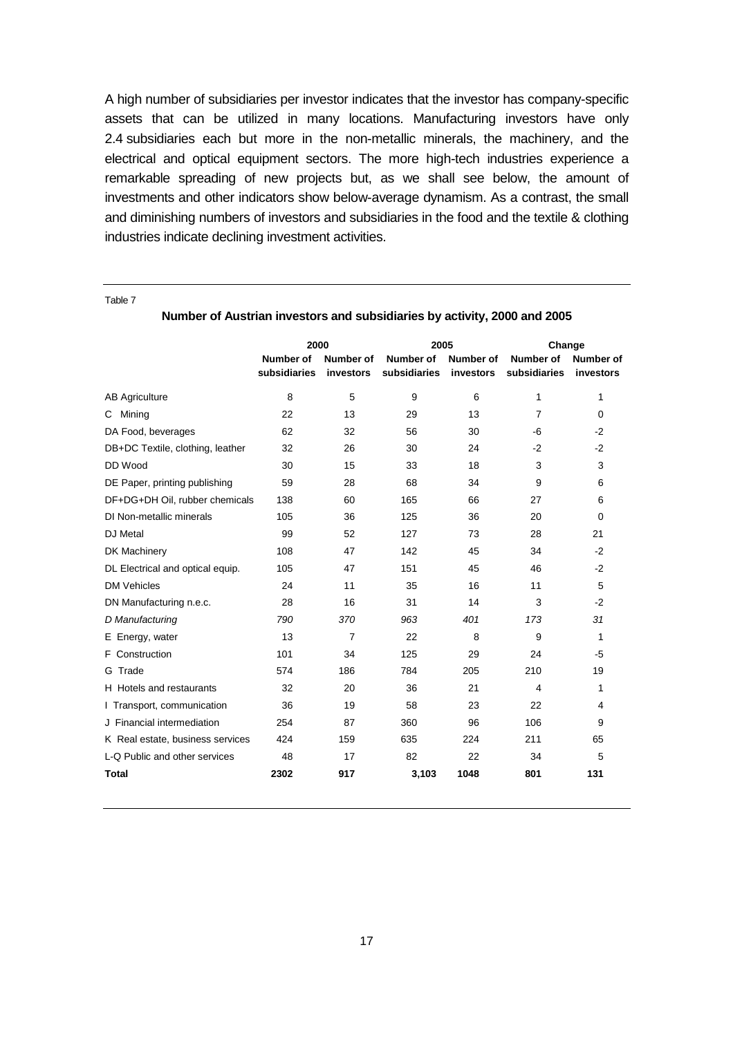A high number of subsidiaries per investor indicates that the investor has company-specific assets that can be utilized in many locations. Manufacturing investors have only 2.4 subsidiaries each but more in the non-metallic minerals, the machinery, and the electrical and optical equipment sectors. The more high-tech industries experience a remarkable spreading of new projects but, as we shall see below, the amount of investments and other indicators show below-average dynamism. As a contrast, the small and diminishing numbers of investors and subsidiaries in the food and the textile & clothing industries indicate declining investment activities.

Table 7

**Number of Austrian investors and subsidiaries by activity, 2000 and 2005**

| | 2000 | | 2005 | | Change | |
|---|---|---|---|---|---|---|
| | **Number of subsidiaries** | **Number of investors** | **Number of subsidiaries** | **Number of investors** | **Number of subsidiaries** | **Number of investors** |
| AB Agriculture | 8 | 5 | 9 | 6 | 1 | 1 |
| C Mining | 22 | 13 | 29 | 13 | 7 | 0 |
| DA Food, beverages | 62 | 32 | 56 | 30 | -6 | -2 |
| DB+DC Textile, clothing, leather | 32 | 26 | 30 | 24 | -2 | -2 |
| DD Wood | 30 | 15 | 33 | 18 | 3 | 3 |
| DE Paper, printing publishing | 59 | 28 | 68 | 34 | 9 | 6 |
| DF+DG+DH Oil, rubber chemicals | 138 | 60 | 165 | 66 | 27 | 6 |
| DI Non-metallic minerals | 105 | 36 | 125 | 36 | 20 | 0 |
| DJ Metal | 99 | 52 | 127 | 73 | 28 | 21 |
| DK Machinery | 108 | 47 | 142 | 45 | 34 | -2 |
| DL Electrical and optical equip. | 105 | 47 | 151 | 45 | 46 | -2 |
| DM Vehicles | 24 | 11 | 35 | 16 | 11 | 5 |
| DN Manufacturing n.e.c. | 28 | 16 | 31 | 14 | 3 | -2 |
| *D Manufacturing* | *790* | *370* | *963* | *401* | *173* | *31* |
| E Energy, water | 13 | 7 | 22 | 8 | 9 | 1 |
| F Construction | 101 | 34 | 125 | 29 | 24 | -5 |
| G Trade | 574 | 186 | 784 | 205 | 210 | 19 |
| H Hotels and restaurants | 32 | 20 | 36 | 21 | 4 | 1 |
| I Transport, communication | 36 | 19 | 58 | 23 | 22 | 4 |
| J Financial intermediation | 254 | 87 | 360 | 96 | 106 | 9 |
| K Real estate, business services | 424 | 159 | 635 | 224 | 211 | 65 |
| L-Q Public and other services | 48 | 17 | 82 | 22 | 34 | 5 |
| **Total** | **2302** | **917** | **3,103** | **1048** | **801** | **131** |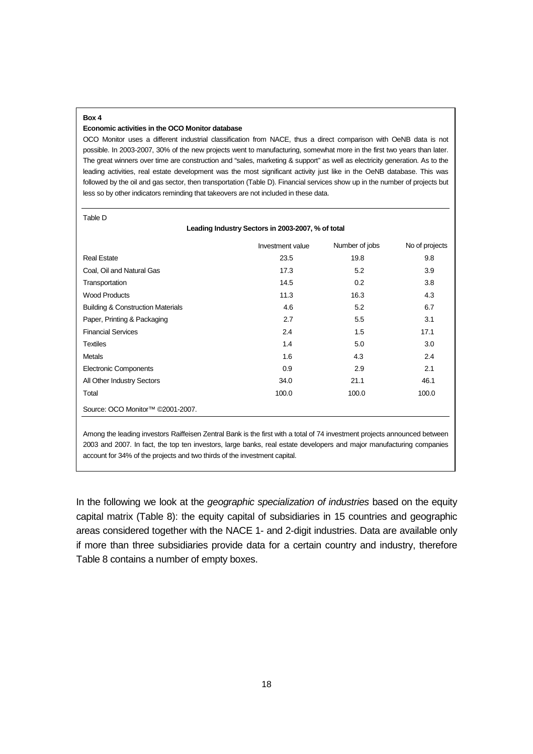**Box 4**

**Economic activities in the OCO Monitor database**

OCO Monitor uses a different industrial classification from NACE, thus a direct comparison with OeNB data is not possible. In 2003-2007, 30% of the new projects went to manufacturing, somewhat more in the first two years than later. The great winners over time are construction and "sales, marketing & support" as well as electricity generation. As to the leading activities, real estate development was the most significant activity just like in the OeNB database. This was followed by the oil and gas sector, then transportation (Table D). Financial services show up in the number of projects but less so by other indicators reminding that takeovers are not included in these data.

Table D

**Leading Industry Sectors in 2003-2007, % of total**

| | Investment value | Number of jobs | No of projects |
|---|---|---|---|
| Real Estate | 23.5 | 19.8 | 9.8 |
| Coal, Oil and Natural Gas | 17.3 | 5.2 | 3.9 |
| Transportation | 14.5 | 0.2 | 3.8 |
| Wood Products | 11.3 | 16.3 | 4.3 |
| Building & Construction Materials | 4.6 | 5.2 | 6.7 |
| Paper, Printing & Packaging | 2.7 | 5.5 | 3.1 |
| Financial Services | 2.4 | 1.5 | 17.1 |
| Textiles | 1.4 | 5.0 | 3.0 |
| Metals | 1.6 | 4.3 | 2.4 |
| Electronic Components | 0.9 | 2.9 | 2.1 |
| All Other Industry Sectors | 34.0 | 21.1 | 46.1 |
| Total | 100.0 | 100.0 | 100.0 |

Source: OCO Monitor™ ©2001-2007.

Among the leading investors Raiffeisen Zentral Bank is the first with a total of 74 investment projects announced between 2003 and 2007. In fact, the top ten investors, large banks, real estate developers and major manufacturing companies account for 34% of the projects and two thirds of the investment capital.

In the following we look at the *geographic specialization of industries* based on the equity capital matrix (Table 8): the equity capital of subsidiaries in 15 countries and geographic areas considered together with the NACE 1- and 2-digit industries. Data are available only if more than three subsidiaries provide data for a certain country and industry, therefore Table 8 contains a number of empty boxes.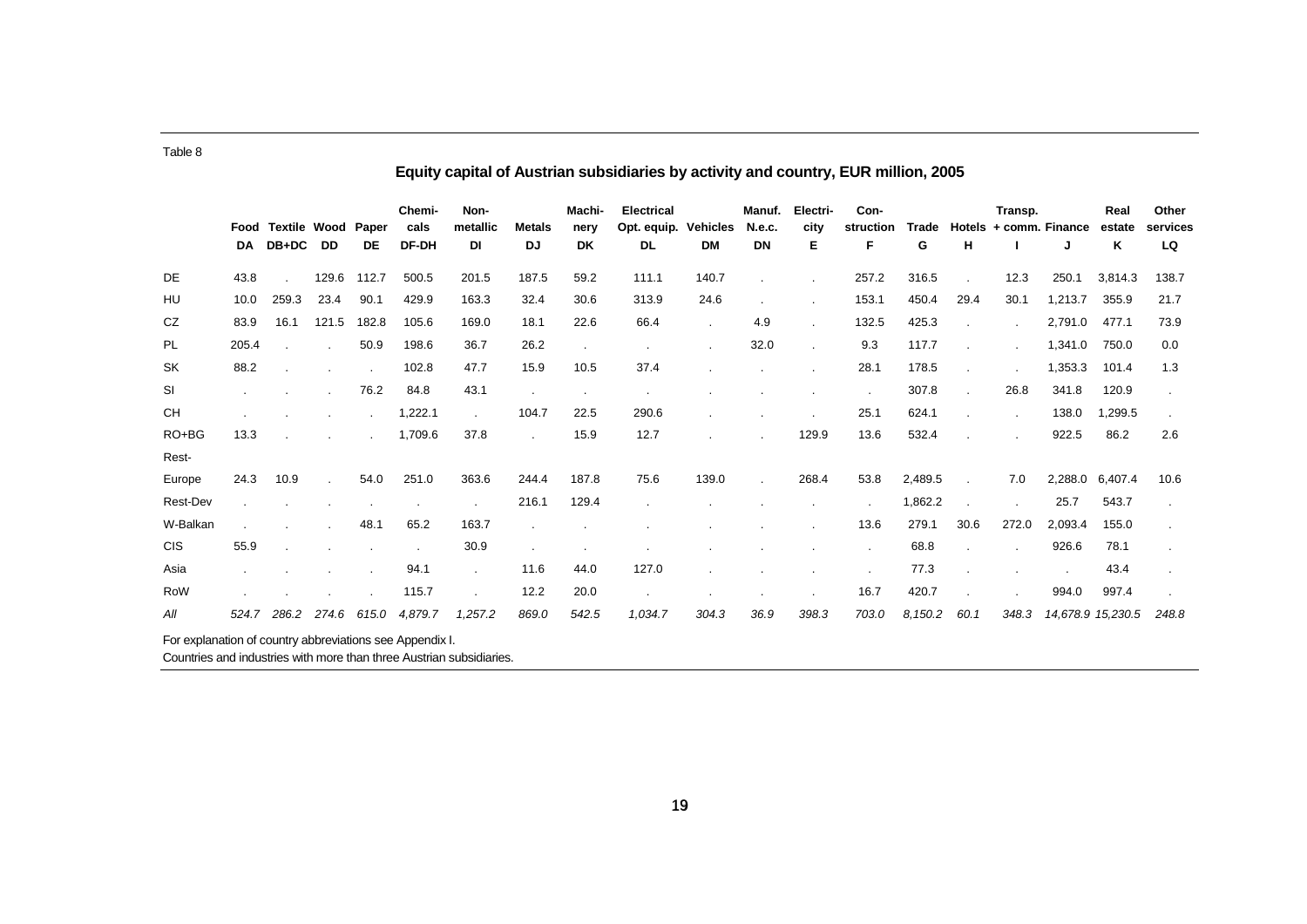Table 8

## Equity capital of Austrian subsidiaries by activity and country, EUR million, 2005

| | Food DA | Textile DB+DC | Wood DD | Paper DE | Chemi-cals DF-DH | Non-metallic DI | Metals DJ | Machi-nery DK | Electrical Opt. equip. DL | Vehicles DM | Manuf. N.e.c. DN | Electri-city E | Con-struction F | Trade G | Hotels H | Transp. + comm. I | Finance J | Real estate K | Other services LQ |
|---|---|---|---|---|---|---|---|---|---|---|---|---|---|---|---|---|---|---|---|
| DE | 43.8 | . | 129.6 | 112.7 | 500.5 | 201.5 | 187.5 | 59.2 | 111.1 | 140.7 | . | . | 257.2 | 316.5 | . | 12.3 | 250.1 | 3,814.3 | 138.7 |
| HU | 10.0 | 259.3 | 23.4 | 90.1 | 429.9 | 163.3 | 32.4 | 30.6 | 313.9 | 24.6 | . | . | 153.1 | 450.4 | 29.4 | 30.1 | 1,213.7 | 355.9 | 21.7 |
| CZ | 83.9 | 16.1 | 121.5 | 182.8 | 105.6 | 169.0 | 18.1 | 22.6 | 66.4 | . | 4.9 | . | 132.5 | 425.3 | . | . | 2,791.0 | 477.1 | 73.9 |
| PL | 205.4 | . | . | 50.9 | 198.6 | 36.7 | 26.2 | . | . | . | 32.0 | . | 9.3 | 117.7 | . | . | 1,341.0 | 750.0 | 0.0 |
| SK | 88.2 | . | . | . | 102.8 | 47.7 | 15.9 | 10.5 | 37.4 | . | . | . | 28.1 | 178.5 | . | . | 1,353.3 | 101.4 | 1.3 |
| SI | . | . | . | 76.2 | 84.8 | 43.1 | . | . | . | . | . | . | . | 307.8 | . | 26.8 | 341.8 | 120.9 | . |
| CH | . | . | . | . | 1,222.1 | . | 104.7 | 22.5 | 290.6 | . | . | . | 25.1 | 624.1 | . | . | 138.0 | 1,299.5 | . |
| RO+BG | 13.3 | . | . | . | 1,709.6 | 37.8 | . | 15.9 | 12.7 | . | . | 129.9 | 13.6 | 532.4 | . | . | 922.5 | 86.2 | 2.6 |
| Rest-Europe | 24.3 | 10.9 | . | 54.0 | 251.0 | 363.6 | 244.4 | 187.8 | 75.6 | 139.0 | . | 268.4 | 53.8 | 2,489.5 | . | 7.0 | 2,288.0 | 6,407.4 | 10.6 |
| Rest-Dev | . | . | . | . | . | . | 216.1 | 129.4 | . | . | . | . | . | 1,862.2 | . | . | 25.7 | 543.7 | . |
| W-Balkan | . | . | . | 48.1 | 65.2 | 163.7 | . | . | . | . | . | . | 13.6 | 279.1 | 30.6 | 272.0 | 2,093.4 | 155.0 | . |
| CIS | 55.9 | . | . | . | . | 30.9 | . | . | . | . | . | . | . | 68.8 | . | . | 926.6 | 78.1 | . |
| Asia | . | . | . | . | 94.1 | . | 11.6 | 44.0 | 127.0 | . | . | . | . | 77.3 | . | . | . | 43.4 | . |
| RoW | . | . | . | . | 115.7 | . | 12.2 | 20.0 | . | . | . | . | 16.7 | 420.7 | . | . | 994.0 | 997.4 | . |
| *All* | *524.7* | *286.2* | *274.6* | *615.0* | *4,879.7* | *1,257.2* | *869.0* | *542.5* | *1,034.7* | *304.3* | *36.9* | *398.3* | *703.0* | *8,150.2* | *60.1* | *348.3* | *14,678.9* | *15,230.5* | *248.8* |

For explanation of country abbreviations see Appendix I.
Countries and industries with more than three Austrian subsidiaries.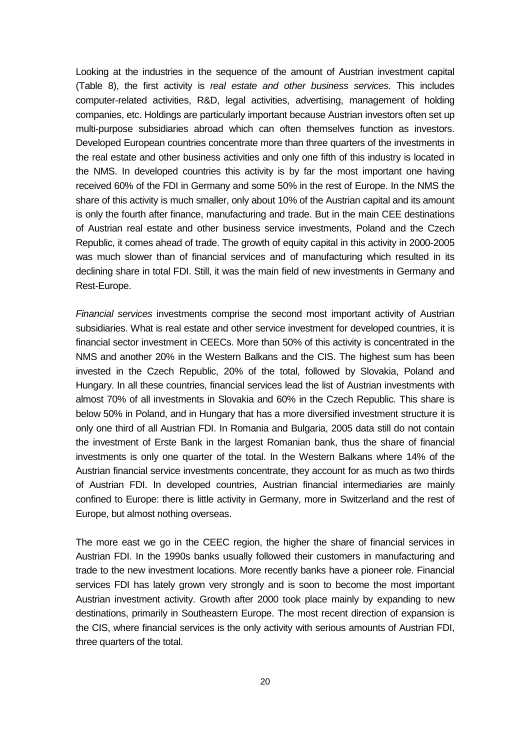Looking at the industries in the sequence of the amount of Austrian investment capital (Table 8), the first activity is *real estate and other business services*. This includes computer-related activities, R&D, legal activities, advertising, management of holding companies, etc. Holdings are particularly important because Austrian investors often set up multi-purpose subsidiaries abroad which can often themselves function as investors. Developed European countries concentrate more than three quarters of the investments in the real estate and other business activities and only one fifth of this industry is located in the NMS. In developed countries this activity is by far the most important one having received 60% of the FDI in Germany and some 50% in the rest of Europe. In the NMS the share of this activity is much smaller, only about 10% of the Austrian capital and its amount is only the fourth after finance, manufacturing and trade. But in the main CEE destinations of Austrian real estate and other business service investments, Poland and the Czech Republic, it comes ahead of trade. The growth of equity capital in this activity in 2000-2005 was much slower than of financial services and of manufacturing which resulted in its declining share in total FDI. Still, it was the main field of new investments in Germany and Rest-Europe.

*Financial services* investments comprise the second most important activity of Austrian subsidiaries. What is real estate and other service investment for developed countries, it is financial sector investment in CEECs. More than 50% of this activity is concentrated in the NMS and another 20% in the Western Balkans and the CIS. The highest sum has been invested in the Czech Republic, 20% of the total, followed by Slovakia, Poland and Hungary. In all these countries, financial services lead the list of Austrian investments with almost 70% of all investments in Slovakia and 60% in the Czech Republic. This share is below 50% in Poland, and in Hungary that has a more diversified investment structure it is only one third of all Austrian FDI. In Romania and Bulgaria, 2005 data still do not contain the investment of Erste Bank in the largest Romanian bank, thus the share of financial investments is only one quarter of the total. In the Western Balkans where 14% of the Austrian financial service investments concentrate, they account for as much as two thirds of Austrian FDI. In developed countries, Austrian financial intermediaries are mainly confined to Europe: there is little activity in Germany, more in Switzerland and the rest of Europe, but almost nothing overseas.

The more east we go in the CEEC region, the higher the share of financial services in Austrian FDI. In the 1990s banks usually followed their customers in manufacturing and trade to the new investment locations. More recently banks have a pioneer role. Financial services FDI has lately grown very strongly and is soon to become the most important Austrian investment activity. Growth after 2000 took place mainly by expanding to new destinations, primarily in Southeastern Europe. The most recent direction of expansion is the CIS, where financial services is the only activity with serious amounts of Austrian FDI, three quarters of the total.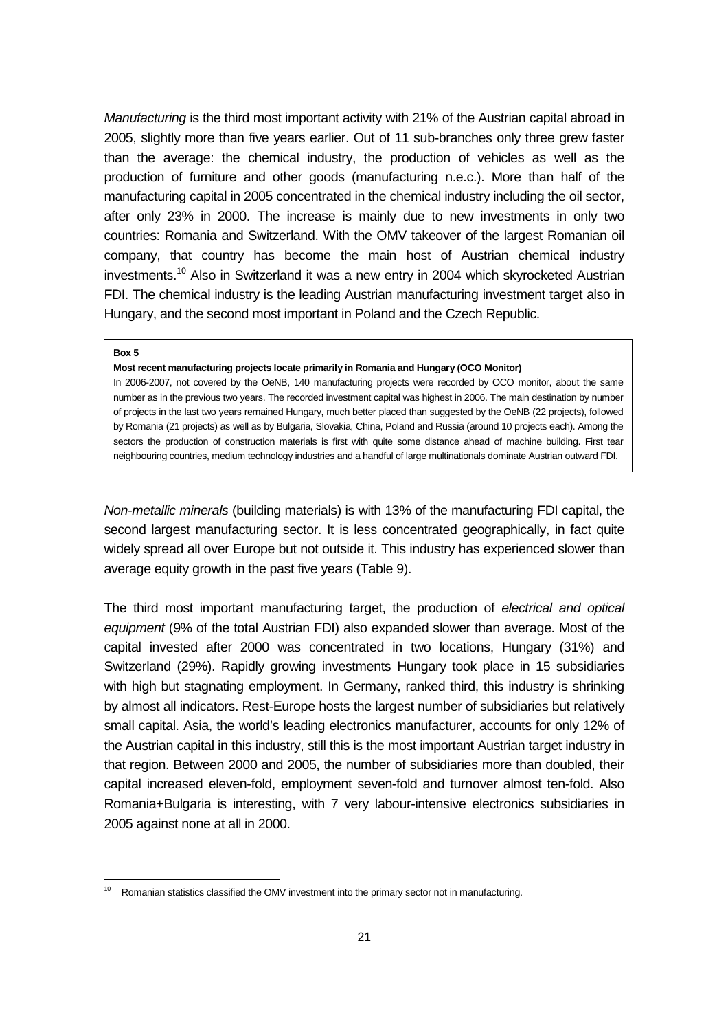*Manufacturing* is the third most important activity with 21% of the Austrian capital abroad in 2005, slightly more than five years earlier. Out of 11 sub-branches only three grew faster than the average: the chemical industry, the production of vehicles as well as the production of furniture and other goods (manufacturing n.e.c.). More than half of the manufacturing capital in 2005 concentrated in the chemical industry including the oil sector, after only 23% in 2000. The increase is mainly due to new investments in only two countries: Romania and Switzerland. With the OMV takeover of the largest Romanian oil company, that country has become the main host of Austrian chemical industry investments.[10] Also in Switzerland it was a new entry in 2004 which skyrocketed Austrian FDI. The chemical industry is the leading Austrian manufacturing investment target also in Hungary, and the second most important in Poland and the Czech Republic.

> **Box 5**
>
> **Most recent manufacturing projects locate primarily in Romania and Hungary (OCO Monitor)**
>
> In 2006-2007, not covered by the OeNB, 140 manufacturing projects were recorded by OCO monitor, about the same number as in the previous two years. The recorded investment capital was highest in 2006. The main destination by number of projects in the last two years remained Hungary, much better placed than suggested by the OeNB (22 projects), followed by Romania (21 projects) as well as by Bulgaria, Slovakia, China, Poland and Russia (around 10 projects each). Among the sectors the production of construction materials is first with quite some distance ahead of machine building. First tear neighbouring countries, medium technology industries and a handful of large multinationals dominate Austrian outward FDI.

*Non-metallic minerals* (building materials) is with 13% of the manufacturing FDI capital, the second largest manufacturing sector. It is less concentrated geographically, in fact quite widely spread all over Europe but not outside it. This industry has experienced slower than average equity growth in the past five years (Table 9).

The third most important manufacturing target, the production of *electrical and optical equipment* (9% of the total Austrian FDI) also expanded slower than average. Most of the capital invested after 2000 was concentrated in two locations, Hungary (31%) and Switzerland (29%). Rapidly growing investments Hungary took place in 15 subsidiaries with high but stagnating employment. In Germany, ranked third, this industry is shrinking by almost all indicators. Rest-Europe hosts the largest number of subsidiaries but relatively small capital. Asia, the world's leading electronics manufacturer, accounts for only 12% of the Austrian capital in this industry, still this is the most important Austrian target industry in that region. Between 2000 and 2005, the number of subsidiaries more than doubled, their capital increased eleven-fold, employment seven-fold and turnover almost ten-fold. Also Romania+Bulgaria is interesting, with 7 very labour-intensive electronics subsidiaries in 2005 against none at all in 2000.

---

[10] Romanian statistics classified the OMV investment into the primary sector not in manufacturing.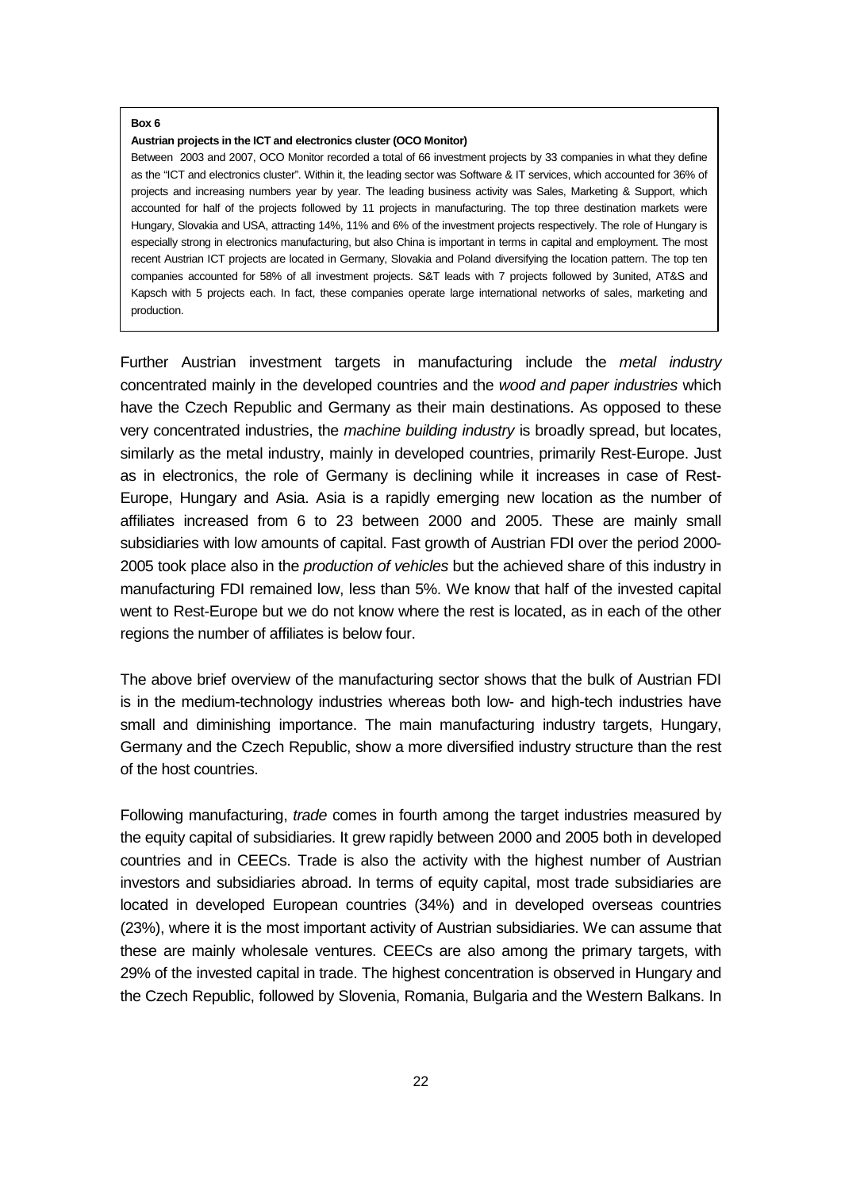**Box 6**

**Austrian projects in the ICT and electronics cluster (OCO Monitor)**

Between 2003 and 2007, OCO Monitor recorded a total of 66 investment projects by 33 companies in what they define as the "ICT and electronics cluster". Within it, the leading sector was Software & IT services, which accounted for 36% of projects and increasing numbers year by year. The leading business activity was Sales, Marketing & Support, which accounted for half of the projects followed by 11 projects in manufacturing. The top three destination markets were Hungary, Slovakia and USA, attracting 14%, 11% and 6% of the investment projects respectively. The role of Hungary is especially strong in electronics manufacturing, but also China is important in terms in capital and employment. The most recent Austrian ICT projects are located in Germany, Slovakia and Poland diversifying the location pattern. The top ten companies accounted for 58% of all investment projects. S&T leads with 7 projects followed by 3united, AT&S and Kapsch with 5 projects each. In fact, these companies operate large international networks of sales, marketing and production.

Further Austrian investment targets in manufacturing include the *metal industry* concentrated mainly in the developed countries and the *wood and paper industries* which have the Czech Republic and Germany as their main destinations. As opposed to these very concentrated industries, the *machine building industry* is broadly spread, but locates, similarly as the metal industry, mainly in developed countries, primarily Rest-Europe. Just as in electronics, the role of Germany is declining while it increases in case of Rest-Europe, Hungary and Asia. Asia is a rapidly emerging new location as the number of affiliates increased from 6 to 23 between 2000 and 2005. These are mainly small subsidiaries with low amounts of capital. Fast growth of Austrian FDI over the period 2000-2005 took place also in the *production of vehicles* but the achieved share of this industry in manufacturing FDI remained low, less than 5%. We know that half of the invested capital went to Rest-Europe but we do not know where the rest is located, as in each of the other regions the number of affiliates is below four.

The above brief overview of the manufacturing sector shows that the bulk of Austrian FDI is in the medium-technology industries whereas both low- and high-tech industries have small and diminishing importance. The main manufacturing industry targets, Hungary, Germany and the Czech Republic, show a more diversified industry structure than the rest of the host countries.

Following manufacturing, *trade* comes in fourth among the target industries measured by the equity capital of subsidiaries. It grew rapidly between 2000 and 2005 both in developed countries and in CEECs. Trade is also the activity with the highest number of Austrian investors and subsidiaries abroad. In terms of equity capital, most trade subsidiaries are located in developed European countries (34%) and in developed overseas countries (23%), where it is the most important activity of Austrian subsidiaries. We can assume that these are mainly wholesale ventures. CEECs are also among the primary targets, with 29% of the invested capital in trade. The highest concentration is observed in Hungary and the Czech Republic, followed by Slovenia, Romania, Bulgaria and the Western Balkans. In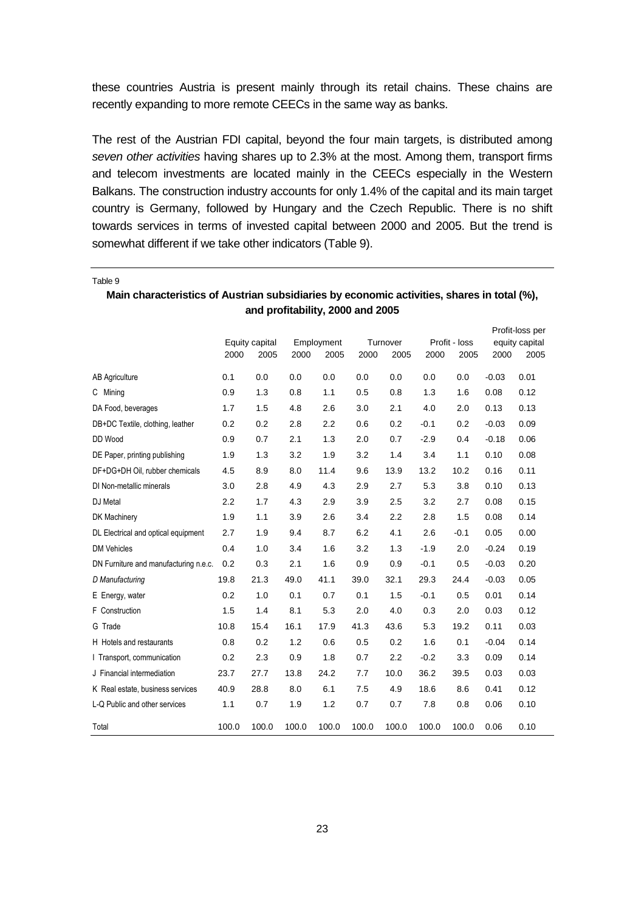these countries Austria is present mainly through its retail chains. These chains are recently expanding to more remote CEECs in the same way as banks.

The rest of the Austrian FDI capital, beyond the four main targets, is distributed among *seven other activities* having shares up to 2.3% at the most. Among them, transport firms and telecom investments are located mainly in the CEECs especially in the Western Balkans. The construction industry accounts for only 1.4% of the capital and its main target country is Germany, followed by Hungary and the Czech Republic. There is no shift towards services in terms of invested capital between 2000 and 2005. But the trend is somewhat different if we take other indicators (Table 9).

Table 9

**Main characteristics of Austrian subsidiaries by economic activities, shares in total (%), and profitability, 2000 and 2005**

| | Equity capital | | Employment | | Turnover | | Profit - loss | | Profit-loss per equity capital | |
|---|---|---|---|---|---|---|---|---|---|---|
| | 2000 | 2005 | 2000 | 2005 | 2000 | 2005 | 2000 | 2005 | 2000 | 2005 |
| AB Agriculture | 0.1 | 0.0 | 0.0 | 0.0 | 0.0 | 0.0 | 0.0 | 0.0 | -0.03 | 0.01 |
| C Mining | 0.9 | 1.3 | 0.8 | 1.1 | 0.5 | 0.8 | 1.3 | 1.6 | 0.08 | 0.12 |
| DA Food, beverages | 1.7 | 1.5 | 4.8 | 2.6 | 3.0 | 2.1 | 4.0 | 2.0 | 0.13 | 0.13 |
| DB+DC Textile, clothing, leather | 0.2 | 0.2 | 2.8 | 2.2 | 0.6 | 0.2 | -0.1 | 0.2 | -0.03 | 0.09 |
| DD Wood | 0.9 | 0.7 | 2.1 | 1.3 | 2.0 | 0.7 | -2.9 | 0.4 | -0.18 | 0.06 |
| DE Paper, printing publishing | 1.9 | 1.3 | 3.2 | 1.9 | 3.2 | 1.4 | 3.4 | 1.1 | 0.10 | 0.08 |
| DF+DG+DH Oil, rubber chemicals | 4.5 | 8.9 | 8.0 | 11.4 | 9.6 | 13.9 | 13.2 | 10.2 | 0.16 | 0.11 |
| DI Non-metallic minerals | 3.0 | 2.8 | 4.9 | 4.3 | 2.9 | 2.7 | 5.3 | 3.8 | 0.10 | 0.13 |
| DJ Metal | 2.2 | 1.7 | 4.3 | 2.9 | 3.9 | 2.5 | 3.2 | 2.7 | 0.08 | 0.15 |
| DK Machinery | 1.9 | 1.1 | 3.9 | 2.6 | 3.4 | 2.2 | 2.8 | 1.5 | 0.08 | 0.14 |
| DL Electrical and optical equipment | 2.7 | 1.9 | 9.4 | 8.7 | 6.2 | 4.1 | 2.6 | -0.1 | 0.05 | 0.00 |
| DM Vehicles | 0.4 | 1.0 | 3.4 | 1.6 | 3.2 | 1.3 | -1.9 | 2.0 | -0.24 | 0.19 |
| DN Furniture and manufacturing n.e.c. | 0.2 | 0.3 | 2.1 | 1.6 | 0.9 | 0.9 | -0.1 | 0.5 | -0.03 | 0.20 |
| *D Manufacturing* | 19.8 | 21.3 | 49.0 | 41.1 | 39.0 | 32.1 | 29.3 | 24.4 | -0.03 | 0.05 |
| E Energy, water | 0.2 | 1.0 | 0.1 | 0.7 | 0.1 | 1.5 | -0.1 | 0.5 | 0.01 | 0.14 |
| F Construction | 1.5 | 1.4 | 8.1 | 5.3 | 2.0 | 4.0 | 0.3 | 2.0 | 0.03 | 0.12 |
| G Trade | 10.8 | 15.4 | 16.1 | 17.9 | 41.3 | 43.6 | 5.3 | 19.2 | 0.11 | 0.03 |
| H Hotels and restaurants | 0.8 | 0.2 | 1.2 | 0.6 | 0.5 | 0.2 | 1.6 | 0.1 | -0.04 | 0.14 |
| I Transport, communication | 0.2 | 2.3 | 0.9 | 1.8 | 0.7 | 2.2 | -0.2 | 3.3 | 0.09 | 0.14 |
| J Financial intermediation | 23.7 | 27.7 | 13.8 | 24.2 | 7.7 | 10.0 | 36.2 | 39.5 | 0.03 | 0.03 |
| K Real estate, business services | 40.9 | 28.8 | 8.0 | 6.1 | 7.5 | 4.9 | 18.6 | 8.6 | 0.41 | 0.12 |
| L-Q Public and other services | 1.1 | 0.7 | 1.9 | 1.2 | 0.7 | 0.7 | 7.8 | 0.8 | 0.06 | 0.10 |
| Total | 100.0 | 100.0 | 100.0 | 100.0 | 100.0 | 100.0 | 100.0 | 100.0 | 0.06 | 0.10 |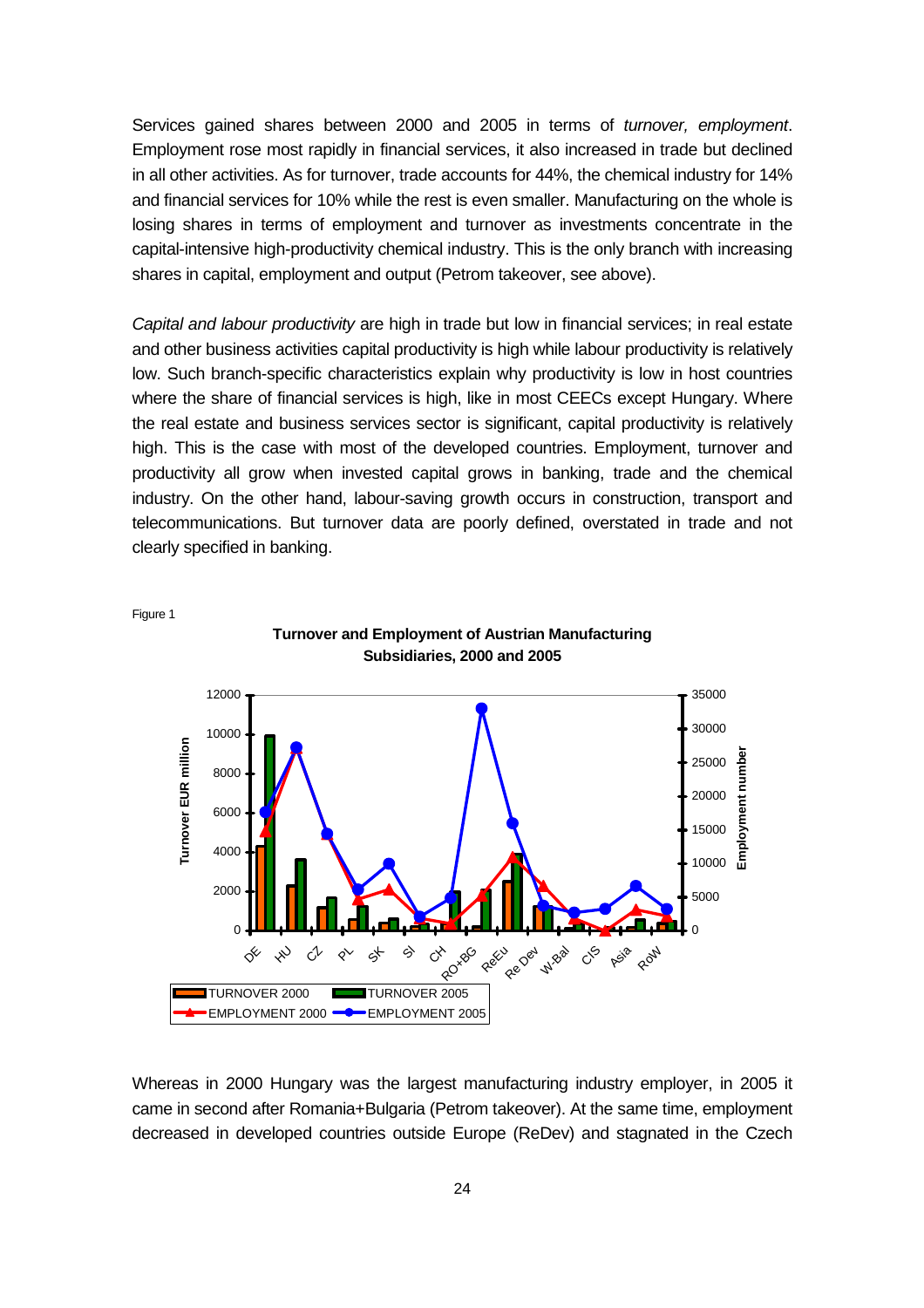Services gained shares between 2000 and 2005 in terms of *turnover, employment*. Employment rose most rapidly in financial services, it also increased in trade but declined in all other activities. As for turnover, trade accounts for 44%, the chemical industry for 14% and financial services for 10% while the rest is even smaller. Manufacturing on the whole is losing shares in terms of employment and turnover as investments concentrate in the capital-intensive high-productivity chemical industry. This is the only branch with increasing shares in capital, employment and output (Petrom takeover, see above).

*Capital and labour productivity* are high in trade but low in financial services; in real estate and other business activities capital productivity is high while labour productivity is relatively low. Such branch-specific characteristics explain why productivity is low in host countries where the share of financial services is high, like in most CEECs except Hungary. Where the real estate and business services sector is significant, capital productivity is relatively high. This is the case with most of the developed countries. Employment, turnover and productivity all grow when invested capital grows in banking, trade and the chemical industry. On the other hand, labour-saving growth occurs in construction, transport and telecommunications. But turnover data are poorly defined, overstated in trade and not clearly specified in banking.

Figure 1

**Turnover and Employment of Austrian Manufacturing Subsidiaries, 2000 and 2005**

Whereas in 2000 Hungary was the largest manufacturing industry employer, in 2005 it came in second after Romania+Bulgaria (Petrom takeover). At the same time, employment decreased in developed countries outside Europe (ReDev) and stagnated in the Czech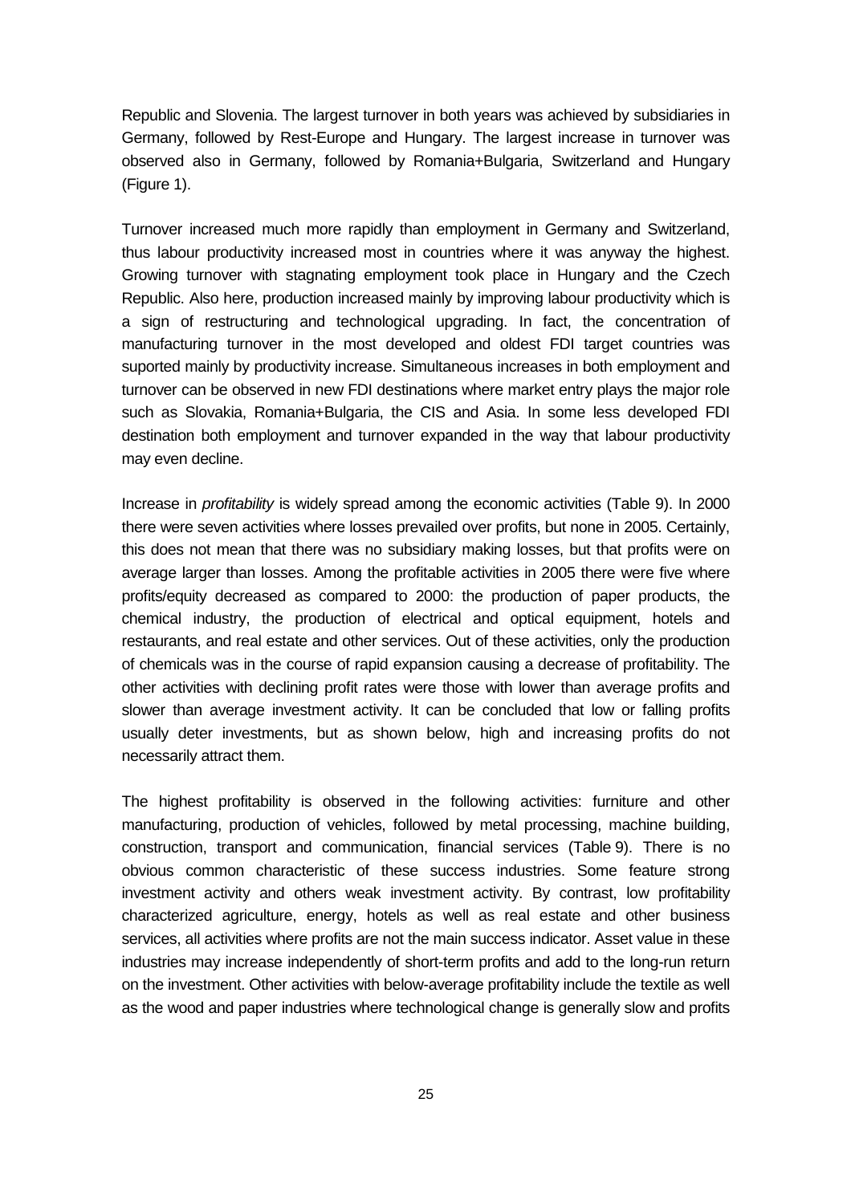Republic and Slovenia. The largest turnover in both years was achieved by subsidiaries in Germany, followed by Rest-Europe and Hungary. The largest increase in turnover was observed also in Germany, followed by Romania+Bulgaria, Switzerland and Hungary (Figure 1).

Turnover increased much more rapidly than employment in Germany and Switzerland, thus labour productivity increased most in countries where it was anyway the highest. Growing turnover with stagnating employment took place in Hungary and the Czech Republic. Also here, production increased mainly by improving labour productivity which is a sign of restructuring and technological upgrading. In fact, the concentration of manufacturing turnover in the most developed and oldest FDI target countries was suported mainly by productivity increase. Simultaneous increases in both employment and turnover can be observed in new FDI destinations where market entry plays the major role such as Slovakia, Romania+Bulgaria, the CIS and Asia. In some less developed FDI destination both employment and turnover expanded in the way that labour productivity may even decline.

Increase in *profitability* is widely spread among the economic activities (Table 9). In 2000 there were seven activities where losses prevailed over profits, but none in 2005. Certainly, this does not mean that there was no subsidiary making losses, but that profits were on average larger than losses. Among the profitable activities in 2005 there were five where profits/equity decreased as compared to 2000: the production of paper products, the chemical industry, the production of electrical and optical equipment, hotels and restaurants, and real estate and other services. Out of these activities, only the production of chemicals was in the course of rapid expansion causing a decrease of profitability. The other activities with declining profit rates were those with lower than average profits and slower than average investment activity. It can be concluded that low or falling profits usually deter investments, but as shown below, high and increasing profits do not necessarily attract them.

The highest profitability is observed in the following activities: furniture and other manufacturing, production of vehicles, followed by metal processing, machine building, construction, transport and communication, financial services (Table 9). There is no obvious common characteristic of these success industries. Some feature strong investment activity and others weak investment activity. By contrast, low profitability characterized agriculture, energy, hotels as well as real estate and other business services, all activities where profits are not the main success indicator. Asset value in these industries may increase independently of short-term profits and add to the long-run return on the investment. Other activities with below-average profitability include the textile as well as the wood and paper industries where technological change is generally slow and profits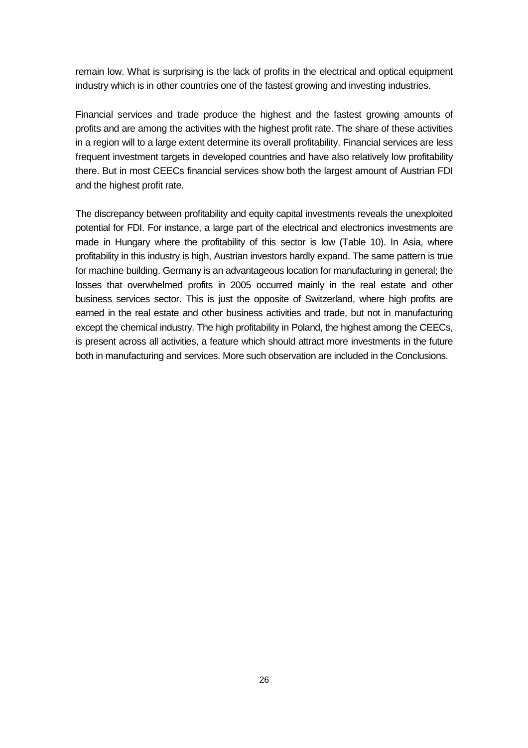remain low. What is surprising is the lack of profits in the electrical and optical equipment industry which is in other countries one of the fastest growing and investing industries.

Financial services and trade produce the highest and the fastest growing amounts of profits and are among the activities with the highest profit rate. The share of these activities in a region will to a large extent determine its overall profitability. Financial services are less frequent investment targets in developed countries and have also relatively low profitability there. But in most CEECs financial services show both the largest amount of Austrian FDI and the highest profit rate.

The discrepancy between profitability and equity capital investments reveals the unexploited potential for FDI. For instance, a large part of the electrical and electronics investments are made in Hungary where the profitability of this sector is low (Table 10). In Asia, where profitability in this industry is high, Austrian investors hardly expand. The same pattern is true for machine building. Germany is an advantageous location for manufacturing in general; the losses that overwhelmed profits in 2005 occurred mainly in the real estate and other business services sector. This is just the opposite of Switzerland, where high profits are earned in the real estate and other business activities and trade, but not in manufacturing except the chemical industry. The high profitability in Poland, the highest among the CEECs, is present across all activities, a feature which should attract more investments in the future both in manufacturing and services. More such observation are included in the Conclusions.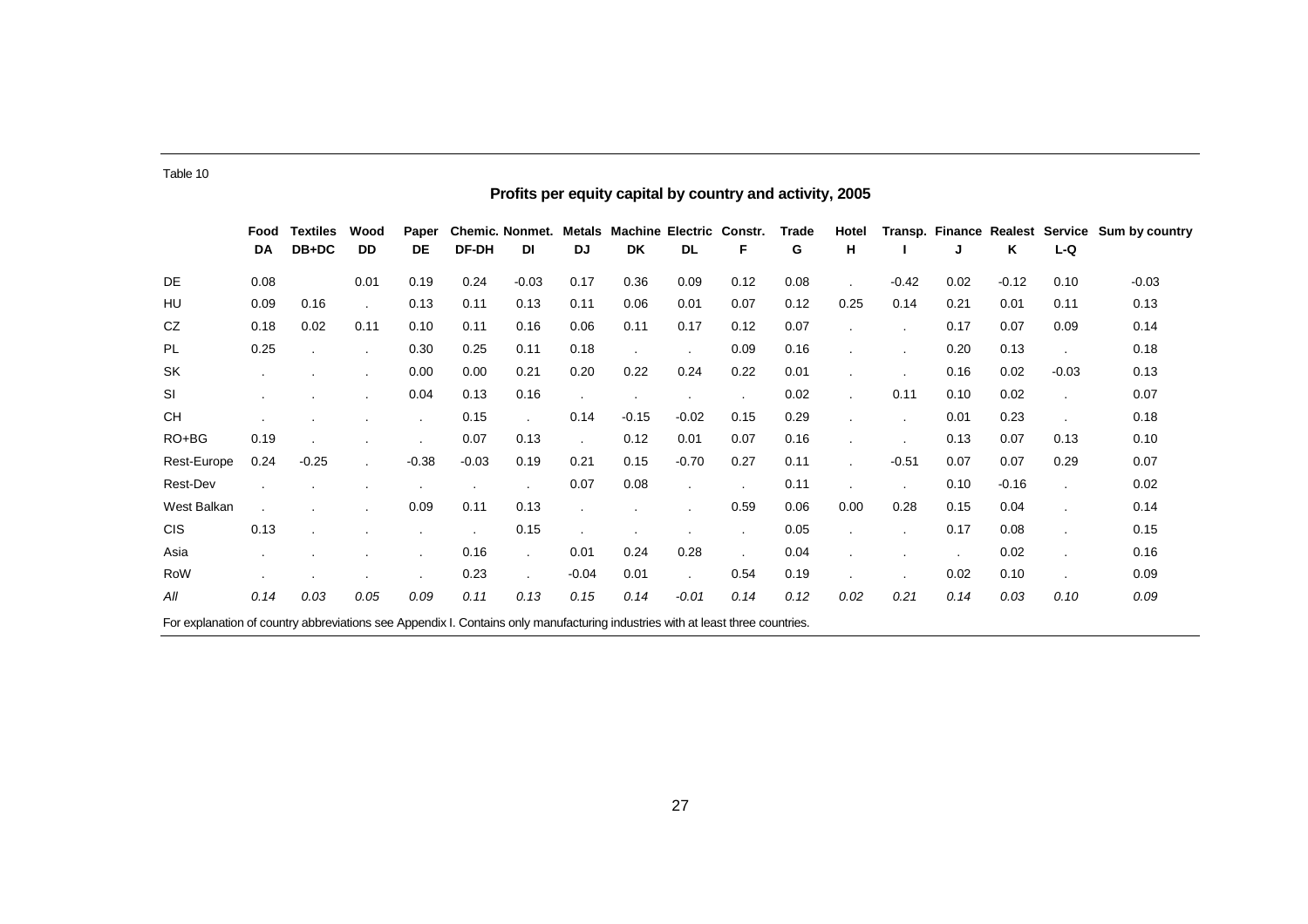Table 10

## Profits per equity capital by country and activity, 2005

| | Food DA | Textiles DB+DC | Wood DD | Paper DE | Chemic. DF-DH | Nonmet. DI | Metals DJ | Machine DK | Electric DL | Constr. F | Trade G | Hotel H | Transp. I | Finance J | Realest K | Service L-Q | Sum by country |
|---|---|---|---|---|---|---|---|---|---|---|---|---|---|---|---|---|---|
| DE | 0.08 | | 0.01 | 0.19 | 0.24 | -0.03 | 0.17 | 0.36 | 0.09 | 0.12 | 0.08 | . | -0.42 | 0.02 | -0.12 | 0.10 | -0.03 |
| HU | 0.09 | 0.16 | . | 0.13 | 0.11 | 0.13 | 0.11 | 0.06 | 0.01 | 0.07 | 0.12 | 0.25 | 0.14 | 0.21 | 0.01 | 0.11 | 0.13 |
| CZ | 0.18 | 0.02 | 0.11 | 0.10 | 0.11 | 0.16 | 0.06 | 0.11 | 0.17 | 0.12 | 0.07 | . | . | 0.17 | 0.07 | 0.09 | 0.14 |
| PL | 0.25 | . | . | 0.30 | 0.25 | 0.11 | 0.18 | . | . | 0.09 | 0.16 | . | . | 0.20 | 0.13 | . | 0.18 |
| SK | . | . | . | 0.00 | 0.00 | 0.21 | 0.20 | 0.22 | 0.24 | 0.22 | 0.01 | . | . | 0.16 | 0.02 | -0.03 | 0.13 |
| SI | . | . | . | 0.04 | 0.13 | 0.16 | . | . | . | . | 0.02 | . | 0.11 | 0.10 | 0.02 | . | 0.07 |
| CH | . | . | . | . | 0.15 | . | 0.14 | -0.15 | -0.02 | 0.15 | 0.29 | . | . | 0.01 | 0.23 | . | 0.18 |
| RO+BG | 0.19 | . | . | . | 0.07 | 0.13 | . | 0.12 | 0.01 | 0.07 | 0.16 | . | . | 0.13 | 0.07 | 0.13 | 0.10 |
| Rest-Europe | 0.24 | -0.25 | . | -0.38 | -0.03 | 0.19 | 0.21 | 0.15 | -0.70 | 0.27 | 0.11 | . | -0.51 | 0.07 | 0.07 | 0.29 | 0.07 |
| Rest-Dev | . | . | . | . | . | . | 0.07 | 0.08 | . | . | 0.11 | . | . | 0.10 | -0.16 | . | 0.02 |
| West Balkan | . | . | . | 0.09 | 0.11 | 0.13 | . | . | . | 0.59 | 0.06 | 0.00 | 0.28 | 0.15 | 0.04 | . | 0.14 |
| CIS | 0.13 | . | . | . | . | 0.15 | . | . | . | . | 0.05 | . | . | 0.17 | 0.08 | . | 0.15 |
| Asia | . | . | . | . | 0.16 | . | 0.01 | 0.24 | 0.28 | . | 0.04 | . | . | . | 0.02 | . | 0.16 |
| RoW | . | . | . | . | 0.23 | . | -0.04 | 0.01 | . | 0.54 | 0.19 | . | . | 0.02 | 0.10 | . | 0.09 |
| *All* | *0.14* | *0.03* | *0.05* | *0.09* | *0.11* | *0.13* | *0.15* | *0.14* | *-0.01* | *0.14* | *0.12* | *0.02* | *0.21* | *0.14* | *0.03* | *0.10* | *0.09* |

For explanation of country abbreviations see Appendix I. Contains only manufacturing industries with at least three countries.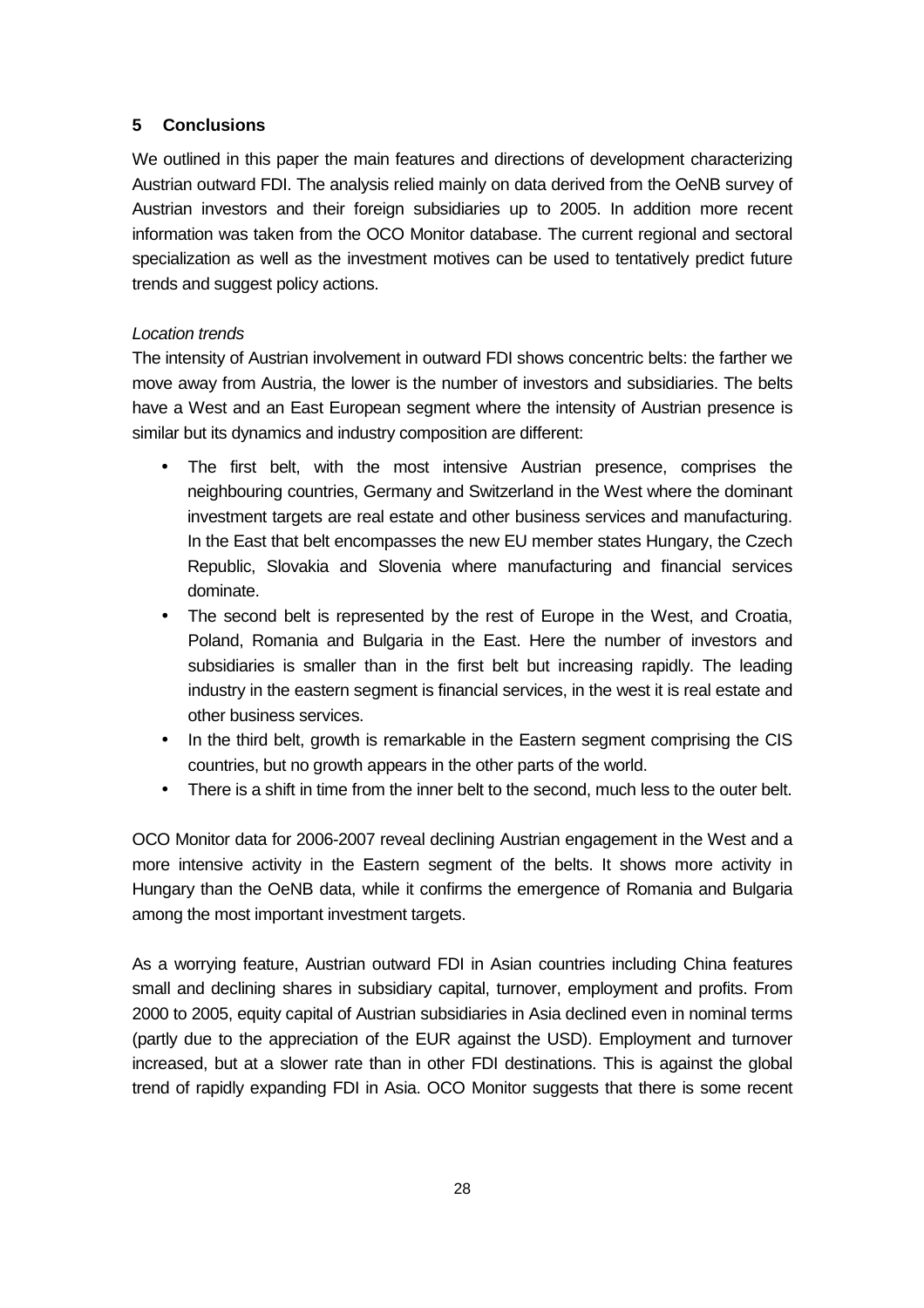## 5 Conclusions

We outlined in this paper the main features and directions of development characterizing Austrian outward FDI. The analysis relied mainly on data derived from the OeNB survey of Austrian investors and their foreign subsidiaries up to 2005. In addition more recent information was taken from the OCO Monitor database. The current regional and sectoral specialization as well as the investment motives can be used to tentatively predict future trends and suggest policy actions.

*Location trends*

The intensity of Austrian involvement in outward FDI shows concentric belts: the farther we move away from Austria, the lower is the number of investors and subsidiaries. The belts have a West and an East European segment where the intensity of Austrian presence is similar but its dynamics and industry composition are different:

- The first belt, with the most intensive Austrian presence, comprises the neighbouring countries, Germany and Switzerland in the West where the dominant investment targets are real estate and other business services and manufacturing. In the East that belt encompasses the new EU member states Hungary, the Czech Republic, Slovakia and Slovenia where manufacturing and financial services dominate.
- The second belt is represented by the rest of Europe in the West, and Croatia, Poland, Romania and Bulgaria in the East. Here the number of investors and subsidiaries is smaller than in the first belt but increasing rapidly. The leading industry in the eastern segment is financial services, in the west it is real estate and other business services.
- In the third belt, growth is remarkable in the Eastern segment comprising the CIS countries, but no growth appears in the other parts of the world.
- There is a shift in time from the inner belt to the second, much less to the outer belt.

OCO Monitor data for 2006-2007 reveal declining Austrian engagement in the West and a more intensive activity in the Eastern segment of the belts. It shows more activity in Hungary than the OeNB data, while it confirms the emergence of Romania and Bulgaria among the most important investment targets.

As a worrying feature, Austrian outward FDI in Asian countries including China features small and declining shares in subsidiary capital, turnover, employment and profits. From 2000 to 2005, equity capital of Austrian subsidiaries in Asia declined even in nominal terms (partly due to the appreciation of the EUR against the USD). Employment and turnover increased, but at a slower rate than in other FDI destinations. This is against the global trend of rapidly expanding FDI in Asia. OCO Monitor suggests that there is some recent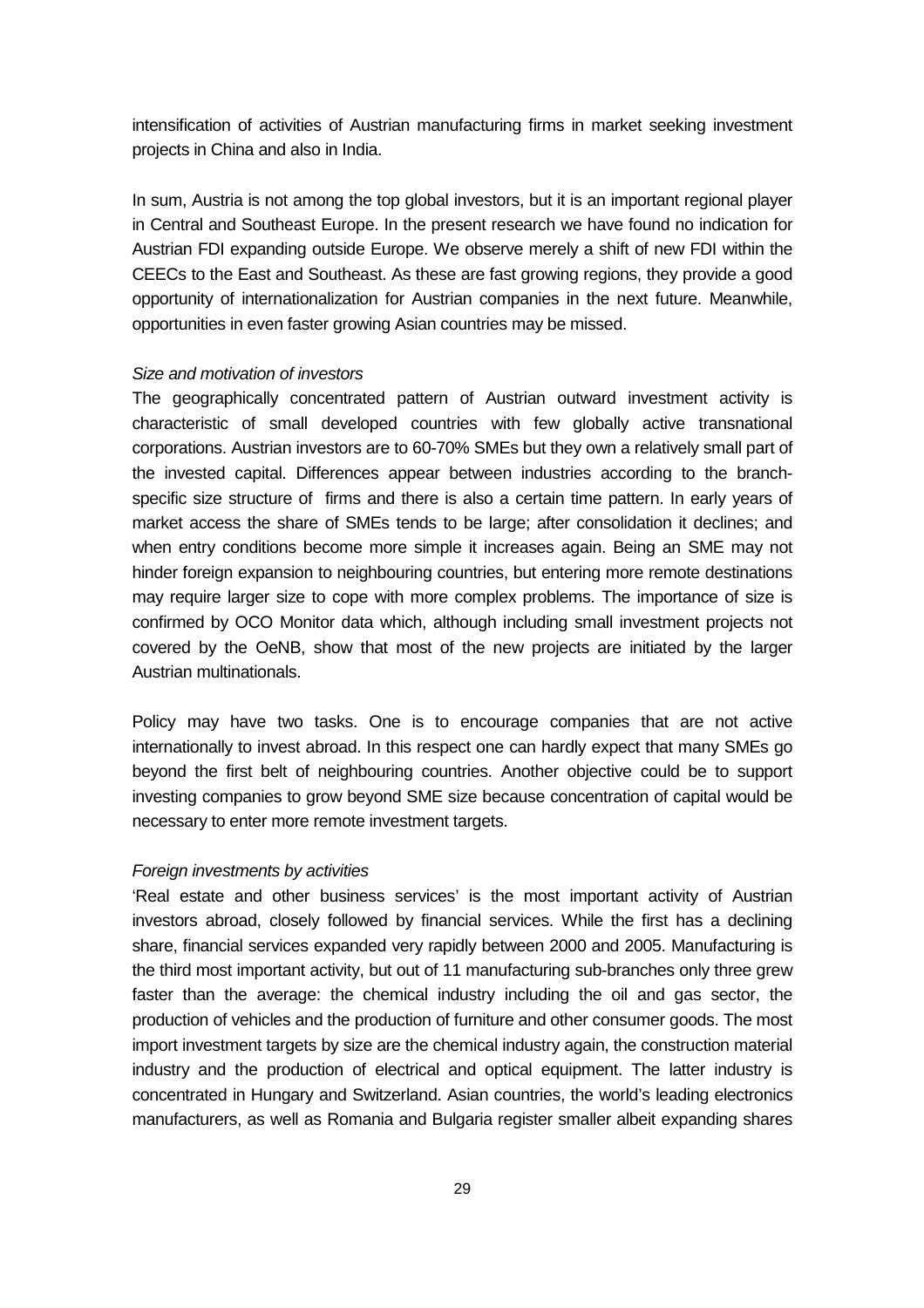intensification of activities of Austrian manufacturing firms in market seeking investment projects in China and also in India.

In sum, Austria is not among the top global investors, but it is an important regional player in Central and Southeast Europe. In the present research we have found no indication for Austrian FDI expanding outside Europe. We observe merely a shift of new FDI within the CEECs to the East and Southeast. As these are fast growing regions, they provide a good opportunity of internationalization for Austrian companies in the next future. Meanwhile, opportunities in even faster growing Asian countries may be missed.

*Size and motivation of investors*

The geographically concentrated pattern of Austrian outward investment activity is characteristic of small developed countries with few globally active transnational corporations. Austrian investors are to 60-70% SMEs but they own a relatively small part of the invested capital. Differences appear between industries according to the branch-specific size structure of firms and there is also a certain time pattern. In early years of market access the share of SMEs tends to be large; after consolidation it declines; and when entry conditions become more simple it increases again. Being an SME may not hinder foreign expansion to neighbouring countries, but entering more remote destinations may require larger size to cope with more complex problems. The importance of size is confirmed by OCO Monitor data which, although including small investment projects not covered by the OeNB, show that most of the new projects are initiated by the larger Austrian multinationals.

Policy may have two tasks. One is to encourage companies that are not active internationally to invest abroad. In this respect one can hardly expect that many SMEs go beyond the first belt of neighbouring countries. Another objective could be to support investing companies to grow beyond SME size because concentration of capital would be necessary to enter more remote investment targets.

*Foreign investments by activities*

'Real estate and other business services' is the most important activity of Austrian investors abroad, closely followed by financial services. While the first has a declining share, financial services expanded very rapidly between 2000 and 2005. Manufacturing is the third most important activity, but out of 11 manufacturing sub-branches only three grew faster than the average: the chemical industry including the oil and gas sector, the production of vehicles and the production of furniture and other consumer goods. The most import investment targets by size are the chemical industry again, the construction material industry and the production of electrical and optical equipment. The latter industry is concentrated in Hungary and Switzerland. Asian countries, the world's leading electronics manufacturers, as well as Romania and Bulgaria register smaller albeit expanding shares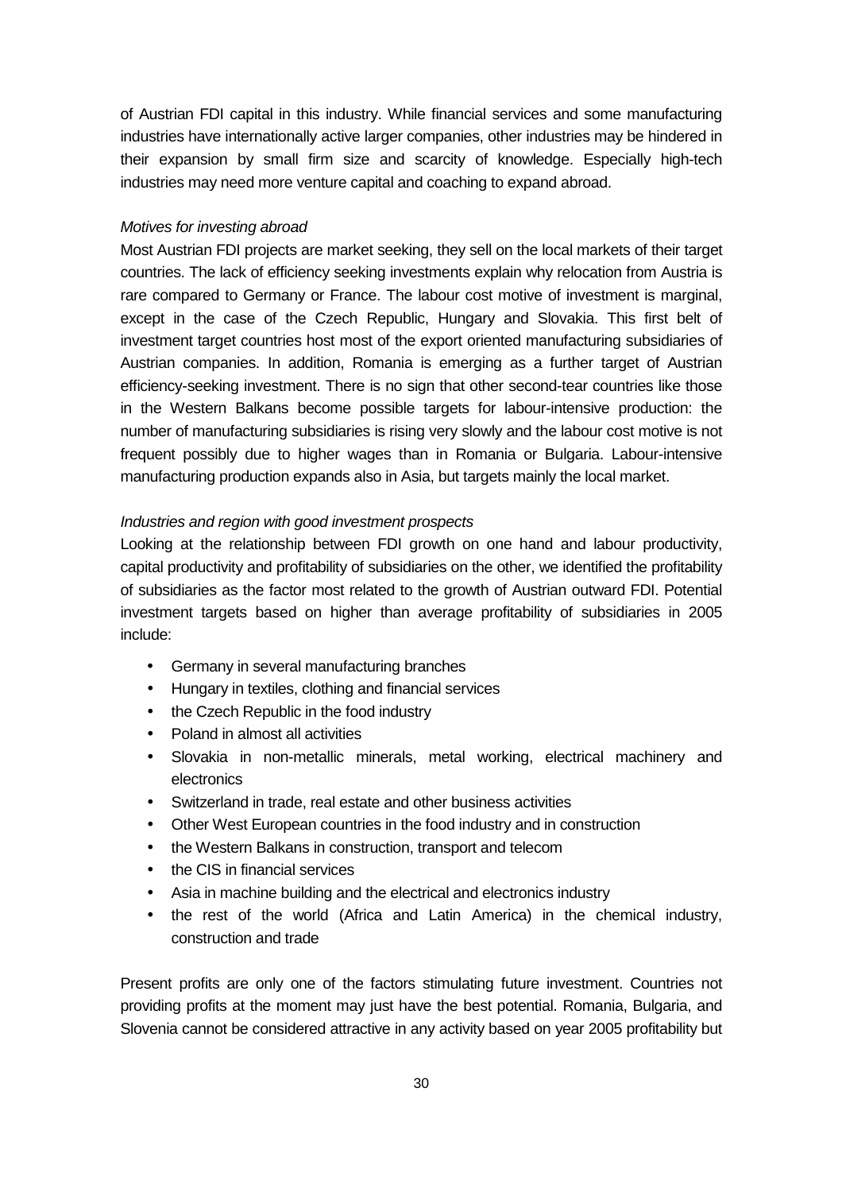of Austrian FDI capital in this industry. While financial services and some manufacturing industries have internationally active larger companies, other industries may be hindered in their expansion by small firm size and scarcity of knowledge. Especially high-tech industries may need more venture capital and coaching to expand abroad.

*Motives for investing abroad*

Most Austrian FDI projects are market seeking, they sell on the local markets of their target countries. The lack of efficiency seeking investments explain why relocation from Austria is rare compared to Germany or France. The labour cost motive of investment is marginal, except in the case of the Czech Republic, Hungary and Slovakia. This first belt of investment target countries host most of the export oriented manufacturing subsidiaries of Austrian companies. In addition, Romania is emerging as a further target of Austrian efficiency-seeking investment. There is no sign that other second-tear countries like those in the Western Balkans become possible targets for labour-intensive production: the number of manufacturing subsidiaries is rising very slowly and the labour cost motive is not frequent possibly due to higher wages than in Romania or Bulgaria. Labour-intensive manufacturing production expands also in Asia, but targets mainly the local market.

*Industries and region with good investment prospects*

Looking at the relationship between FDI growth on one hand and labour productivity, capital productivity and profitability of subsidiaries on the other, we identified the profitability of subsidiaries as the factor most related to the growth of Austrian outward FDI. Potential investment targets based on higher than average profitability of subsidiaries in 2005 include:

- Germany in several manufacturing branches
- Hungary in textiles, clothing and financial services
- the Czech Republic in the food industry
- Poland in almost all activities
- Slovakia in non-metallic minerals, metal working, electrical machinery and electronics
- Switzerland in trade, real estate and other business activities
- Other West European countries in the food industry and in construction
- the Western Balkans in construction, transport and telecom
- the CIS in financial services
- Asia in machine building and the electrical and electronics industry
- the rest of the world (Africa and Latin America) in the chemical industry, construction and trade

Present profits are only one of the factors stimulating future investment. Countries not providing profits at the moment may just have the best potential. Romania, Bulgaria, and Slovenia cannot be considered attractive in any activity based on year 2005 profitability but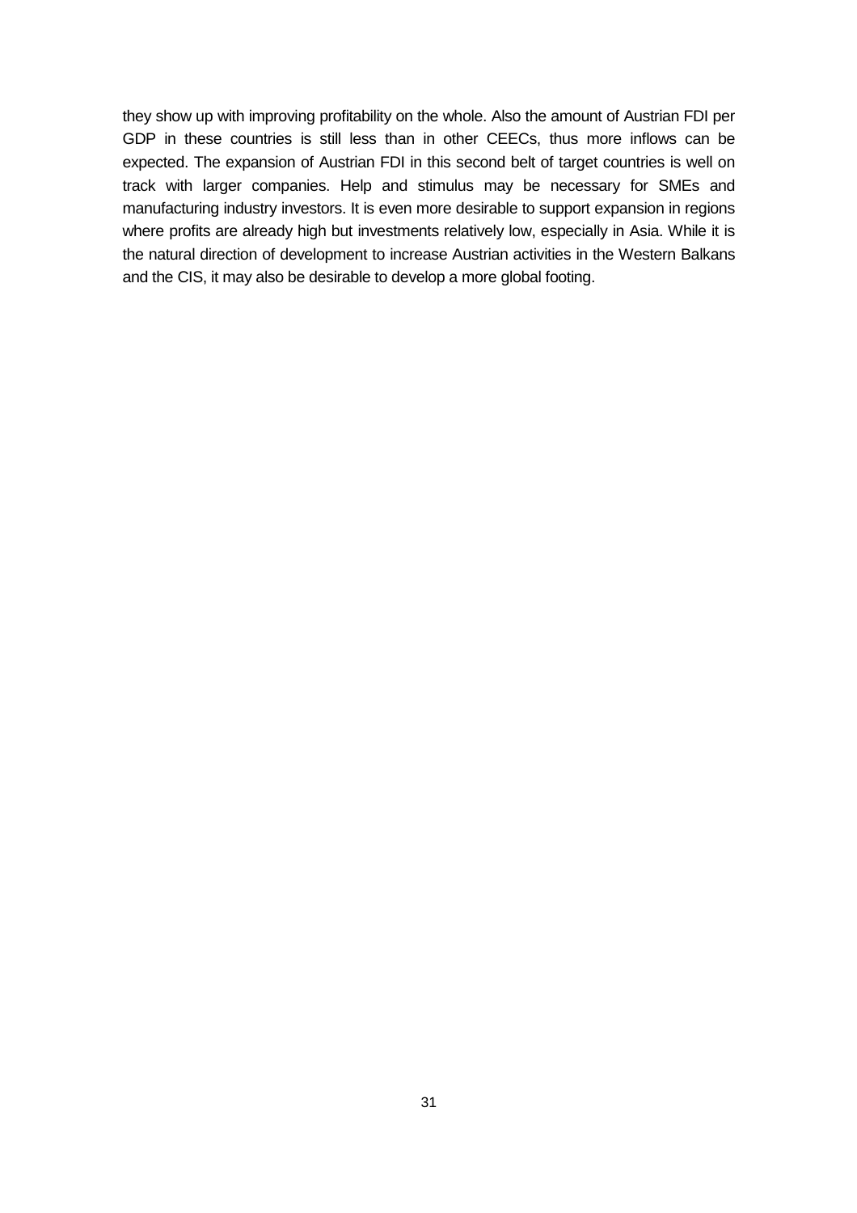they show up with improving profitability on the whole. Also the amount of Austrian FDI per GDP in these countries is still less than in other CEECs, thus more inflows can be expected. The expansion of Austrian FDI in this second belt of target countries is well on track with larger companies. Help and stimulus may be necessary for SMEs and manufacturing industry investors. It is even more desirable to support expansion in regions where profits are already high but investments relatively low, especially in Asia. While it is the natural direction of development to increase Austrian activities in the Western Balkans and the CIS, it may also be desirable to develop a more global footing.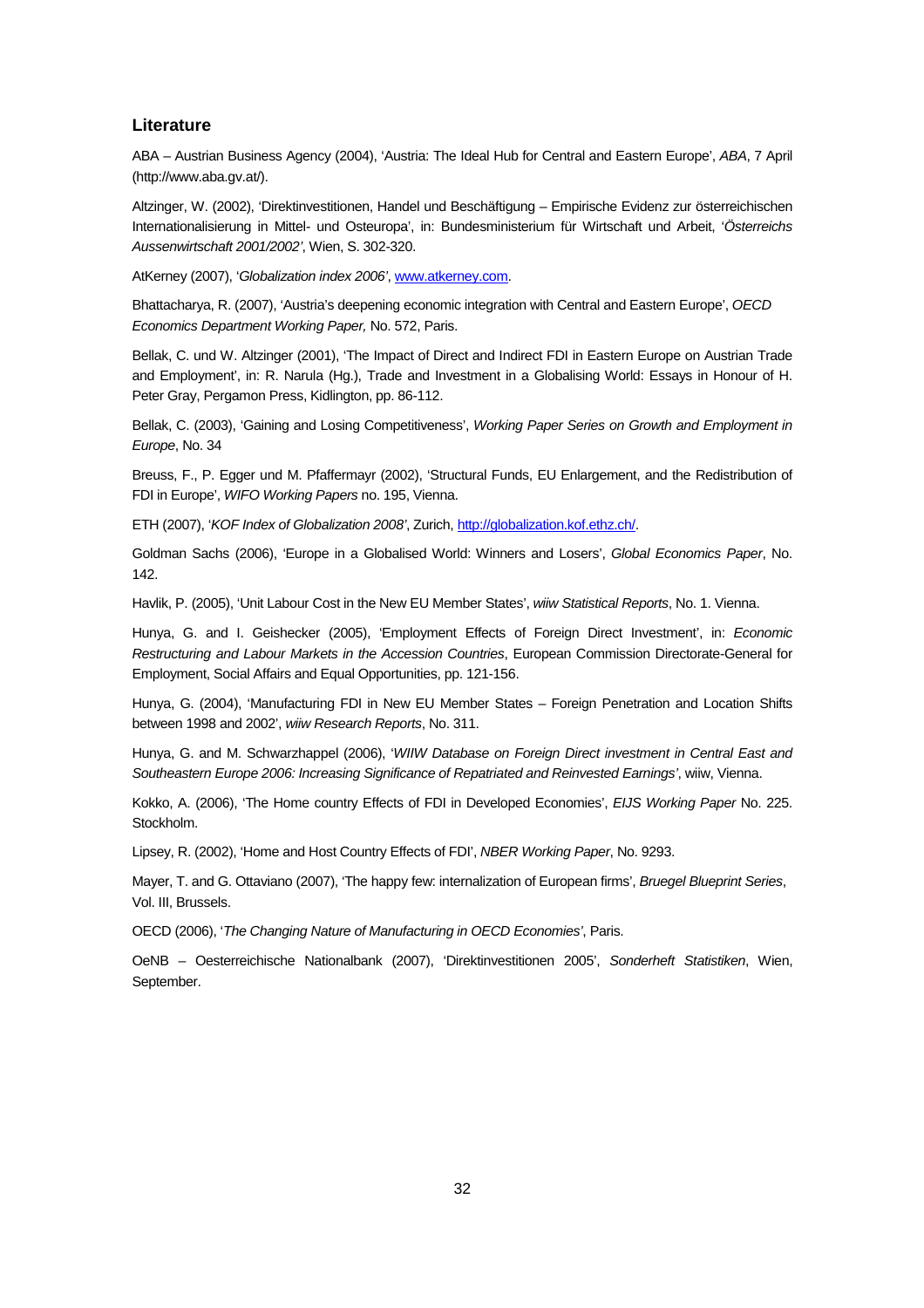## Literature

ABA – Austrian Business Agency (2004), 'Austria: The Ideal Hub for Central and Eastern Europe', *ABA*, 7 April (http://www.aba.gv.at/).

Altzinger, W. (2002), 'Direktinvestitionen, Handel und Beschäftigung – Empirische Evidenz zur österreichischen Internationalisierung in Mittel- und Osteuropa', in: Bundesministerium für Wirtschaft und Arbeit, '*Österreichs Aussenwirtschaft 2001/2002*', Wien, S. 302-320.

AtKerney (2007), '*Globalization index 2006*', www.atkerney.com.

Bhattacharya, R. (2007), 'Austria's deepening economic integration with Central and Eastern Europe', *OECD Economics Department Working Paper,* No. 572, Paris.

Bellak, C. und W. Altzinger (2001), 'The Impact of Direct and Indirect FDI in Eastern Europe on Austrian Trade and Employment', in: R. Narula (Hg.), Trade and Investment in a Globalising World: Essays in Honour of H. Peter Gray, Pergamon Press, Kidlington, pp. 86-112.

Bellak, C. (2003), 'Gaining and Losing Competitiveness', *Working Paper Series on Growth and Employment in Europe*, No. 34

Breuss, F., P. Egger und M. Pfaffermayr (2002), 'Structural Funds, EU Enlargement, and the Redistribution of FDI in Europe', *WIFO Working Papers* no. 195, Vienna.

ETH (2007), '*KOF Index of Globalization 2008*', Zurich, http://globalization.kof.ethz.ch/.

Goldman Sachs (2006), 'Europe in a Globalised World: Winners and Losers', *Global Economics Paper*, No. 142.

Havlik, P. (2005), 'Unit Labour Cost in the New EU Member States', *wiiw Statistical Reports*, No. 1. Vienna.

Hunya, G. and I. Geishecker (2005), 'Employment Effects of Foreign Direct Investment', in: *Economic Restructuring and Labour Markets in the Accession Countries*, European Commission Directorate-General for Employment, Social Affairs and Equal Opportunities, pp. 121-156.

Hunya, G. (2004), 'Manufacturing FDI in New EU Member States – Foreign Penetration and Location Shifts between 1998 and 2002', *wiiw Research Reports*, No. 311.

Hunya, G. and M. Schwarzhappel (2006), '*WIIW Database on Foreign Direct investment in Central East and Southeastern Europe 2006: Increasing Significance of Repatriated and Reinvested Earnings'*, wiiw, Vienna.

Kokko, A. (2006), 'The Home country Effects of FDI in Developed Economies', *EIJS Working Paper* No. 225. Stockholm.

Lipsey, R. (2002), 'Home and Host Country Effects of FDI', *NBER Working Paper*, No. 9293.

Mayer, T. and G. Ottaviano (2007), 'The happy few: internalization of European firms', *Bruegel Blueprint Series*, Vol. III, Brussels.

OECD (2006), '*The Changing Nature of Manufacturing in OECD Economies'*, Paris.

OeNB – Oesterreichische Nationalbank (2007), 'Direktinvestitionen 2005', *Sonderheft Statistiken*, Wien, September.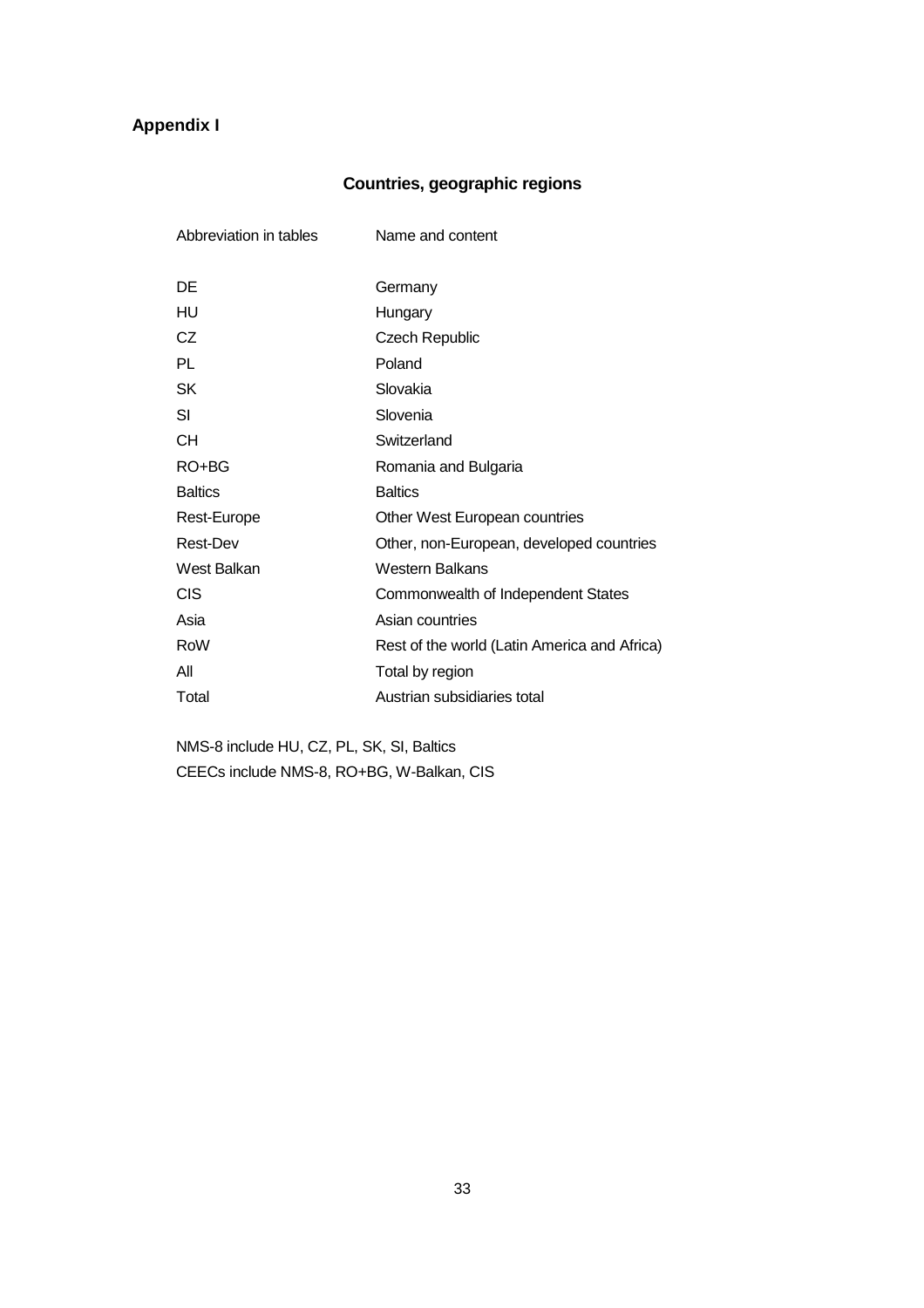## Appendix I

### Countries, geographic regions

| Abbreviation in tables | Name and content |
|---|---|
| DE | Germany |
| HU | Hungary |
| CZ | Czech Republic |
| PL | Poland |
| SK | Slovakia |
| SI | Slovenia |
| CH | Switzerland |
| RO+BG | Romania and Bulgaria |
| Baltics | Baltics |
| Rest-Europe | Other West European countries |
| Rest-Dev | Other, non-European, developed countries |
| West Balkan | Western Balkans |
| CIS | Commonwealth of Independent States |
| Asia | Asian countries |
| RoW | Rest of the world (Latin America and Africa) |
| All | Total by region |
| Total | Austrian subsidiaries total |

NMS-8 include HU, CZ, PL, SK, SI, Baltics

CEECs include NMS-8, RO+BG, W-Balkan, CIS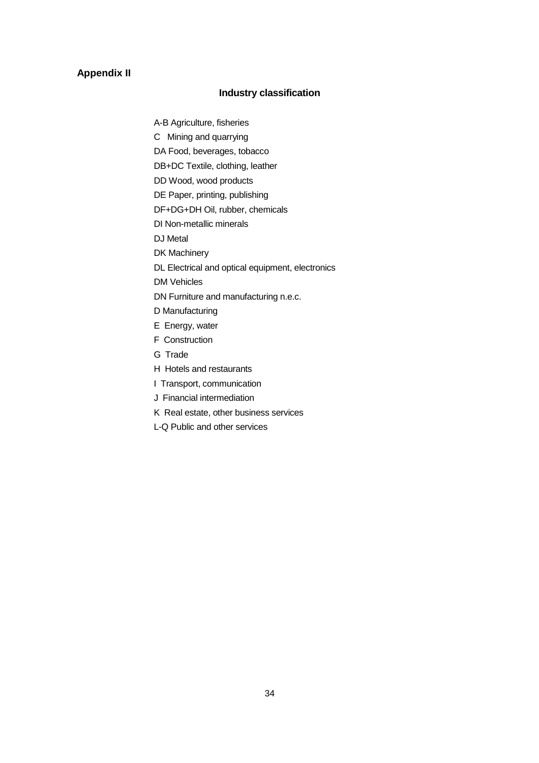## Appendix II

### Industry classification

A-B Agriculture, fisheries

C Mining and quarrying

DA Food, beverages, tobacco

DB+DC Textile, clothing, leather

DD Wood, wood products

DE Paper, printing, publishing

DF+DG+DH Oil, rubber, chemicals

DI Non-metallic minerals

DJ Metal

DK Machinery

DL Electrical and optical equipment, electronics

DM Vehicles

DN Furniture and manufacturing n.e.c.

D Manufacturing

E Energy, water

F Construction

G Trade

H Hotels and restaurants

I Transport, communication

J Financial intermediation

K Real estate, other business services

L-Q Public and other services